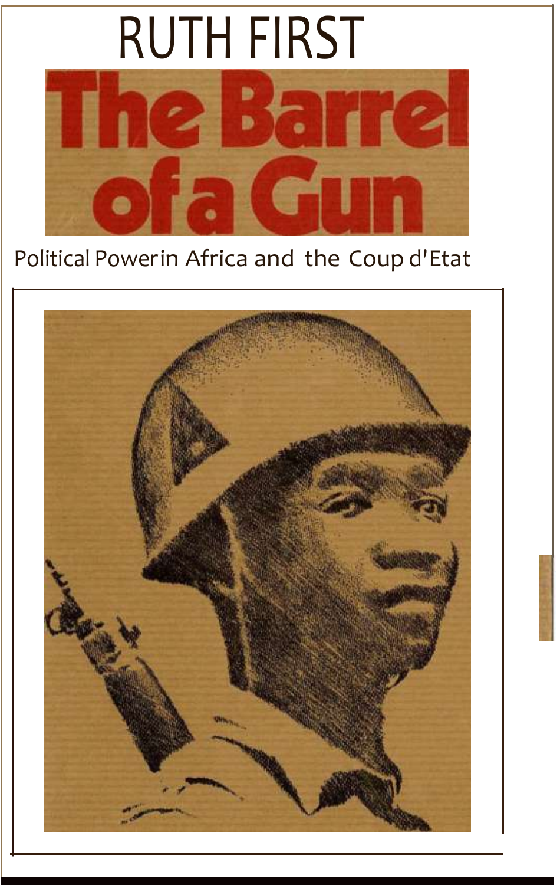RUTH FIRST

# The Barrel of a Gun

Political Power in Africa and the Coup d'Etat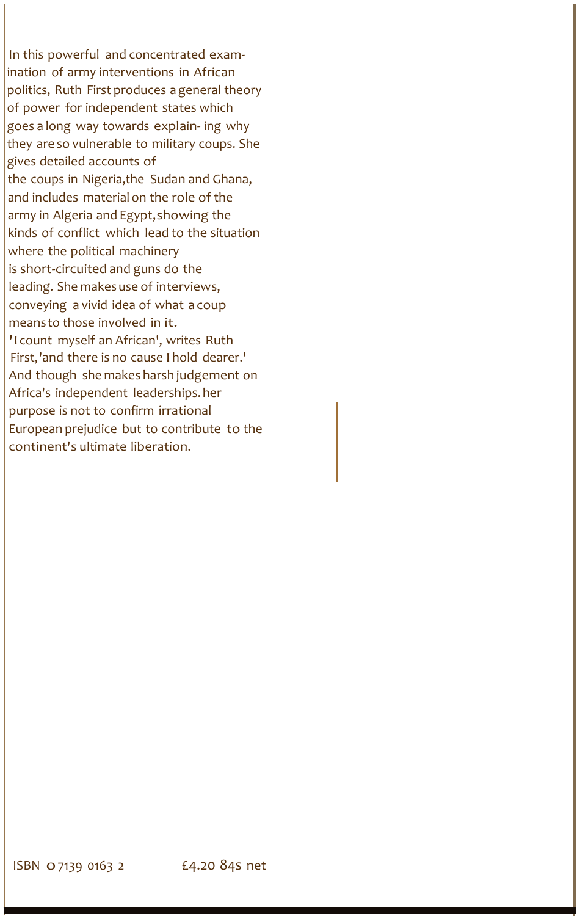In this powerful and concentrated examination of army interventions in African politics, Ruth First produces a general theory of power for independent states which goes a long way towards explain- ing why they are so vulnerable to military coups. She gives detailed accounts of the coups in Nigeria, the Sudan and Ghana, and includes material on the role of the army in Algeria and Egypt, showing the kinds of conflict which lead to the situation where the political machinery is short-circuited and guns do the leading. She makes use of interviews, conveying a vivid idea of what a coup means to those involved in it.

'I count myself an African', writes Ruth First, 'and there is no cause I hold dearer.' And though she makes harsh judgement on Africa's independent leaderships. her purpose is not to confirm irrational European prejudice but to contribute to the continent's ultimate liberation.

ISBN 0 7139 0163 2 £4.20 84s net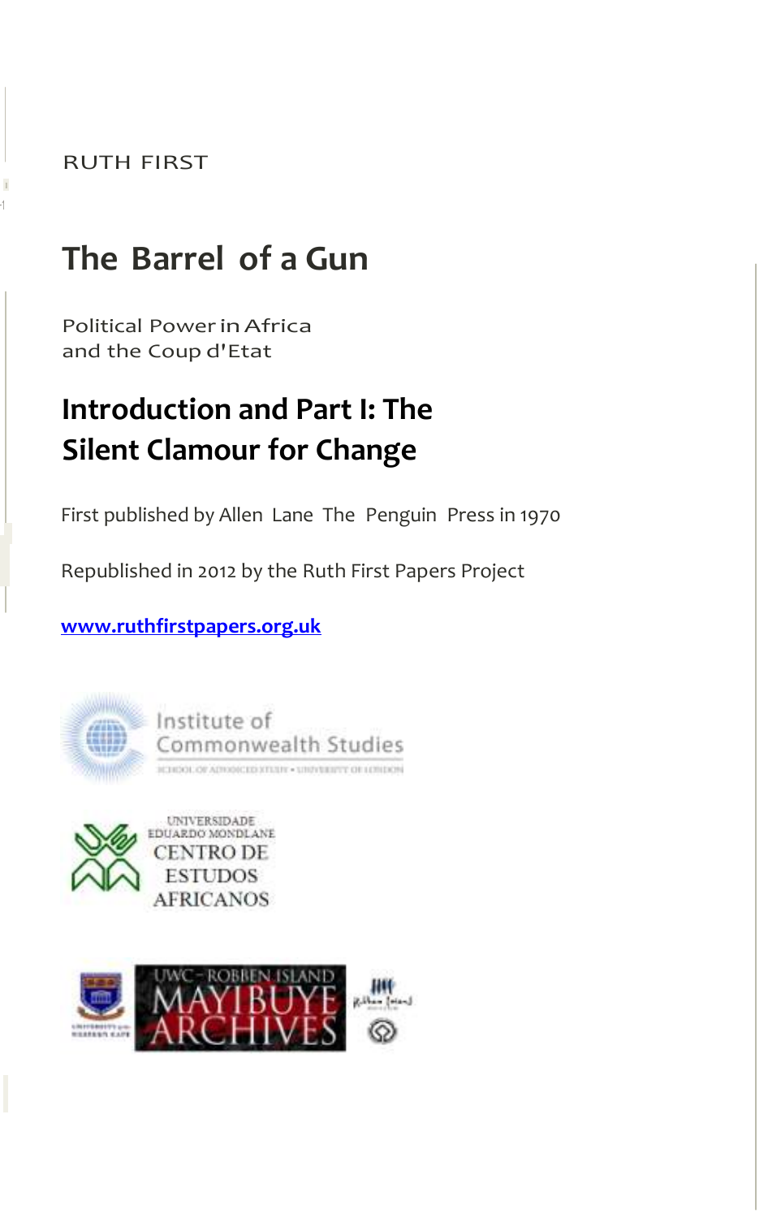RUTH FIRST

# The Barrel of a Gun

Political Power in Africa
and the Coup d'Etat

## Introduction and Part I: The Silent Clamour for Change

First published by Allen Lane The Penguin Press in 1970

Republished in 2012 by the Ruth First Papers Project

[www.ruthfirstpapers.org.uk](http://www.ruthfirstpapers.org.uk)

Institute of Commonwealth Studies
SCHOOL OF ADVANCED STUDY • UNIVERSITY OF LONDON

UNIVERSIDADE EDUARDO MONDLANE
CENTRO DE ESTUDOS AFRICANOS

UWC – ROBBEN ISLAND MAYIBUYE ARCHIVES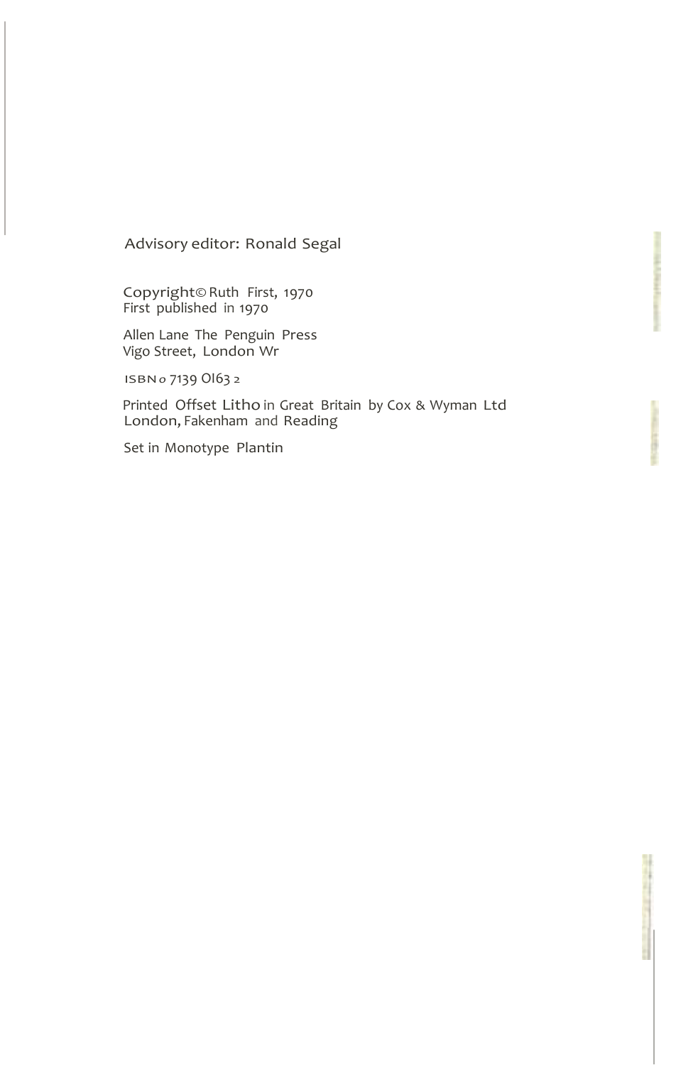Advisory editor: Ronald Segal

Copyright © Ruth First, 1970
First published in 1970

Allen Lane The Penguin Press
Vigo Street, London W1

ISBN 0 7139 0163 2

Printed Offset Litho in Great Britain by Cox & Wyman Ltd
London, Fakenham and Reading

Set in Monotype Plantin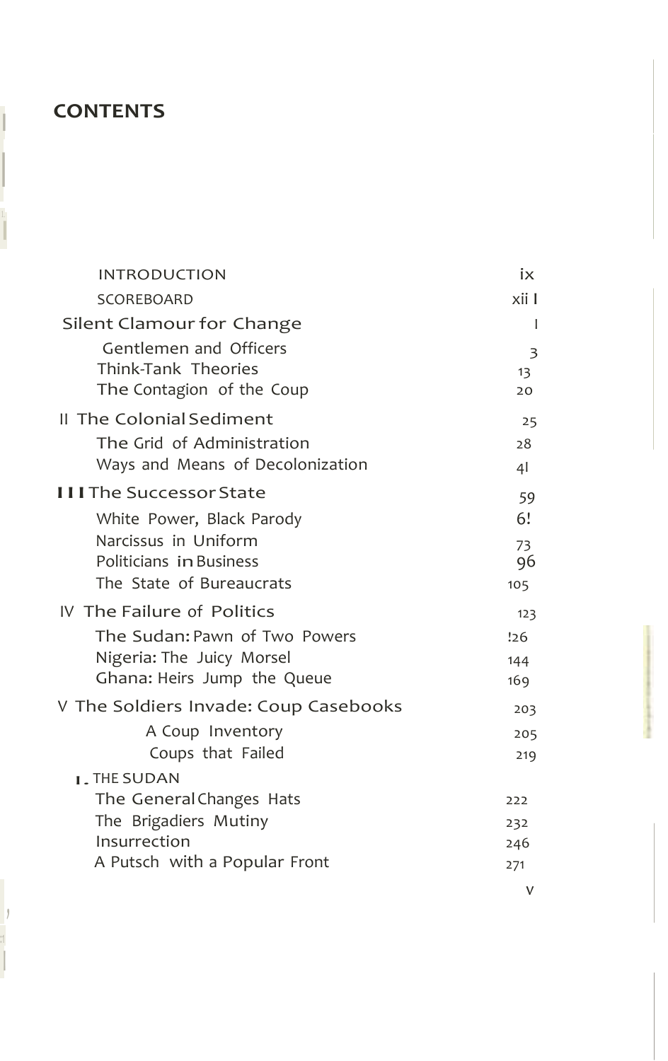# CONTENTS

| | |
|---|---|
| INTRODUCTION | ix |
| SCOREBOARD | xiii |
| I Silent Clamour for Change | 1 |
| Gentlemen and Officers | 3 |
| Think-Tank Theories | 13 |
| The Contagion of the Coup | 20 |
| II The Colonial Sediment | 25 |
| The Grid of Administration | 28 |
| Ways and Means of Decolonization | 41 |
| III The Successor State | 59 |
| White Power, Black Parody | 61 |
| Narcissus in Uniform | 73 |
| Politicians in Business | 96 |
| The State of Bureaucrats | 105 |
| IV The Failure of Politics | 123 |
| The Sudan: Pawn of Two Powers | 126 |
| Nigeria: The Juicy Morsel | 144 |
| Ghana: Heirs Jump the Queue | 169 |
| V The Soldiers Invade: Coup Casebooks | 203 |
| A Coup Inventory | 205 |
| Coups that Failed | 219 |
| 1. THE SUDAN | |
| The General Changes Hats | 222 |
| The Brigadiers Mutiny | 232 |
| Insurrection | 246 |
| A Putsch with a Popular Front | 271 |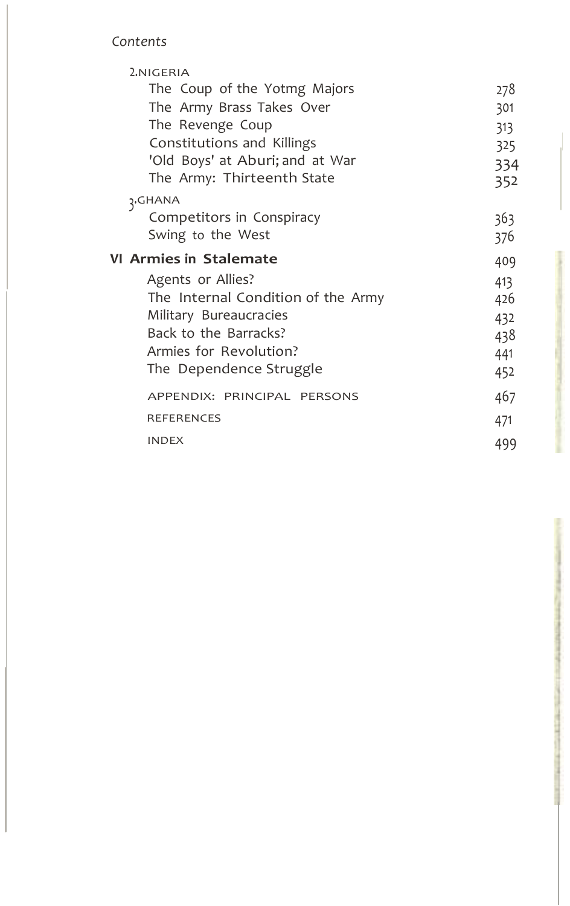*Contents*

2. NIGERIA

| | |
|---|---|
| The Coup of the Yotmg Majors | 278 |
| The Army Brass Takes Over | 301 |
| The Revenge Coup | 313 |
| Constitutions and Killings | 325 |
| 'Old Boys' at Aburi; and at War | 334 |
| The Army: Thirteenth State | 352 |

3. GHANA

| | |
|---|---|
| Competitors in Conspiracy | 363 |
| Swing to the West | 376 |

**VI Armies in Stalemate** 409

| | |
|---|---|
| Agents or Allies? | 413 |
| The Internal Condition of the Army | 426 |
| Military Bureaucracies | 432 |
| Back to the Barracks? | 438 |
| Armies for Revolution? | 441 |
| The Dependence Struggle | 452 |
| APPENDIX: PRINCIPAL PERSONS | 467 |
| REFERENCES | 471 |
| INDEX | 499 |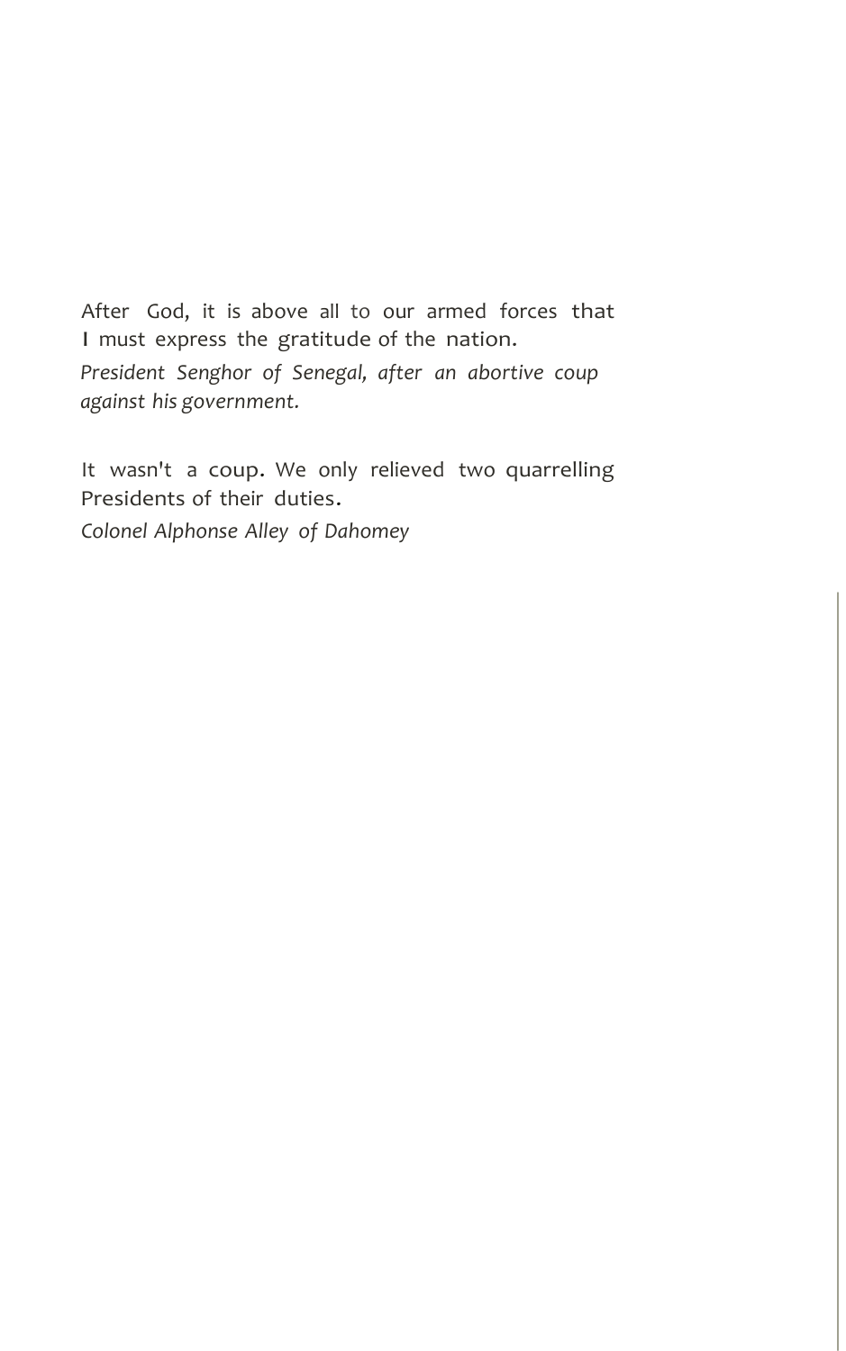After God, it is above all to our armed forces that I must express the gratitude of the nation.

*President Senghor of Senegal, after an abortive coup against his government.*

It wasn't a coup. We only relieved two quarrelling Presidents of their duties.

*Colonel Alphonse Alley of Dahomey*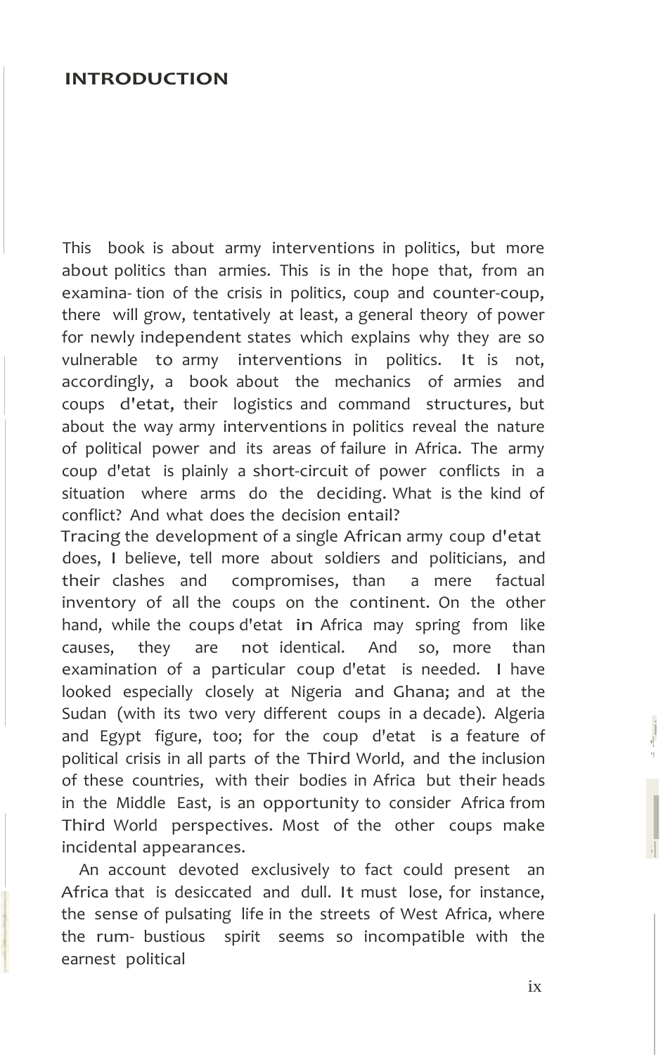## INTRODUCTION

This book is about army interventions in politics, but more about politics than armies. This is in the hope that, from an examina- tion of the crisis in politics, coup and counter-coup, there will grow, tentatively at least, a general theory of power for newly independent states which explains why they are so vulnerable to army interventions in politics. It is not, accordingly, a book about the mechanics of armies and coups d'etat, their logistics and command structures, but about the way army interventions in politics reveal the nature of political power and its areas of failure in Africa. The army coup d'etat is plainly a short-circuit of power conflicts in a situation where arms do the deciding. What is the kind of conflict? And what does the decision entail?

Tracing the development of a single African army coup d'etat does, I believe, tell more about soldiers and politicians, and their clashes and compromises, than a mere factual inventory of all the coups on the continent. On the other hand, while the coups d'etat in Africa may spring from like causes, they are not identical. And so, more than examination of a particular coup d'etat is needed. I have looked especially closely at Nigeria and Ghana; and at the Sudan (with its two very different coups in a decade). Algeria and Egypt figure, too; for the coup d'etat is a feature of political crisis in all parts of the Third World, and the inclusion of these countries, with their bodies in Africa but their heads in the Middle East, is an opportunity to consider Africa from Third World perspectives. Most of the other coups make incidental appearances.

An account devoted exclusively to fact could present an Africa that is desiccated and dull. It must lose, for instance, the sense of pulsating life in the streets of West Africa, where the rum- bustious spirit seems so incompatible with the earnest political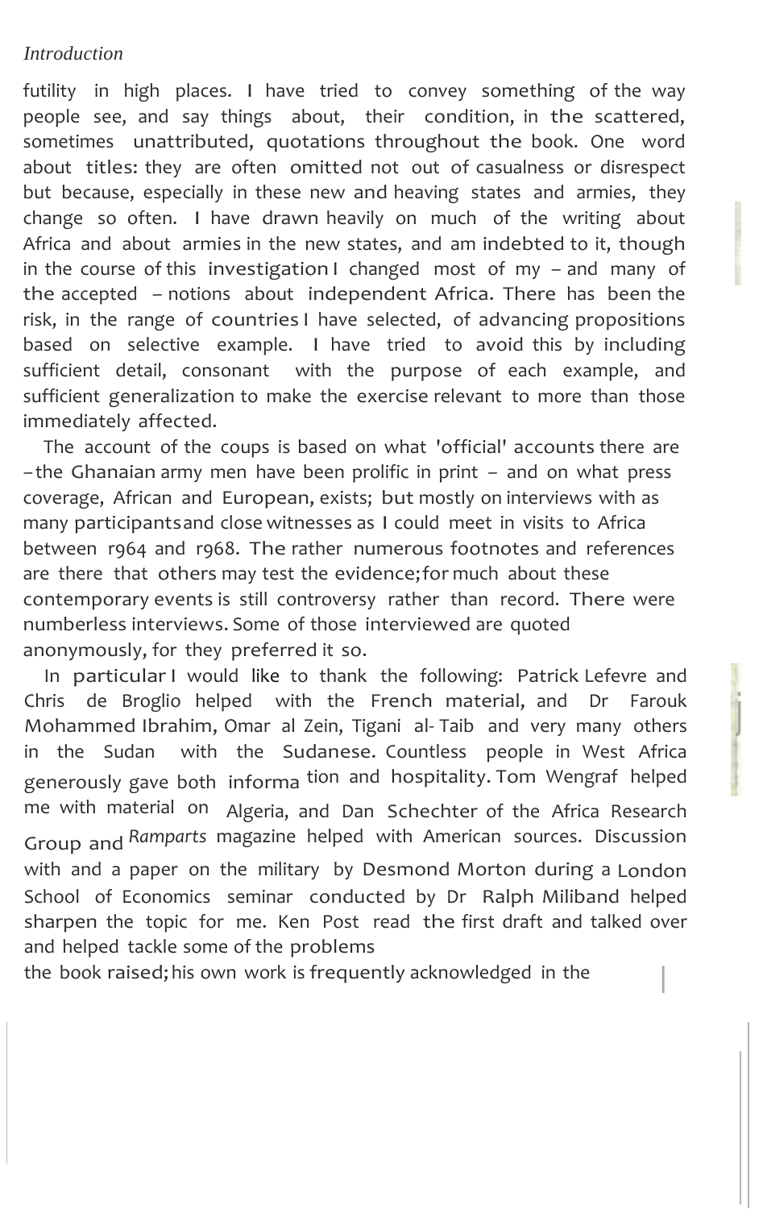futility in high places. I have tried to convey something of the way people see, and say things about, their condition, in the scattered, sometimes unattributed, quotations throughout the book. One word about titles: they are often omitted not out of casualness or disrespect but because, especially in these new and heaving states and armies, they change so often. I have drawn heavily on much of the writing about Africa and about armies in the new states, and am indebted to it, though in the course of this investigation I changed most of my – and many of the accepted – notions about independent Africa. There has been the risk, in the range of countries I have selected, of advancing propositions based on selective example. I have tried to avoid this by including sufficient detail, consonant with the purpose of each example, and sufficient generalization to make the exercise relevant to more than those immediately affected.

The account of the coups is based on what 'official' accounts there are – the Ghanaian army men have been prolific in print – and on what press coverage, African and European, exists; but mostly on interviews with as many participants and close witnesses as I could meet in visits to Africa between 1964 and 1968. The rather numerous footnotes and references are there that others may test the evidence; for much about these contemporary events is still controversy rather than record. There were numberless interviews. Some of those interviewed are quoted anonymously, for they preferred it so.

In particular I would like to thank the following: Patrick Lefevre and Chris de Broglio helped with the French material, and Dr Farouk Mohammed Ibrahim, Omar al Zein, Tigani al-Taib and very many others in the Sudan with the Sudanese. Countless people in West Africa generously gave both information and hospitality. Tom Wengraf helped me with material on Algeria, and Dan Schechter of the Africa Research Group and *Ramparts* magazine helped with American sources. Discussion with and a paper on the military by Desmond Morton during a London School of Economics seminar conducted by Dr Ralph Miliband helped sharpen the topic for me. Ken Post read the first draft and talked over and helped tackle some of the problems the book raised; his own work is frequently acknowledged in the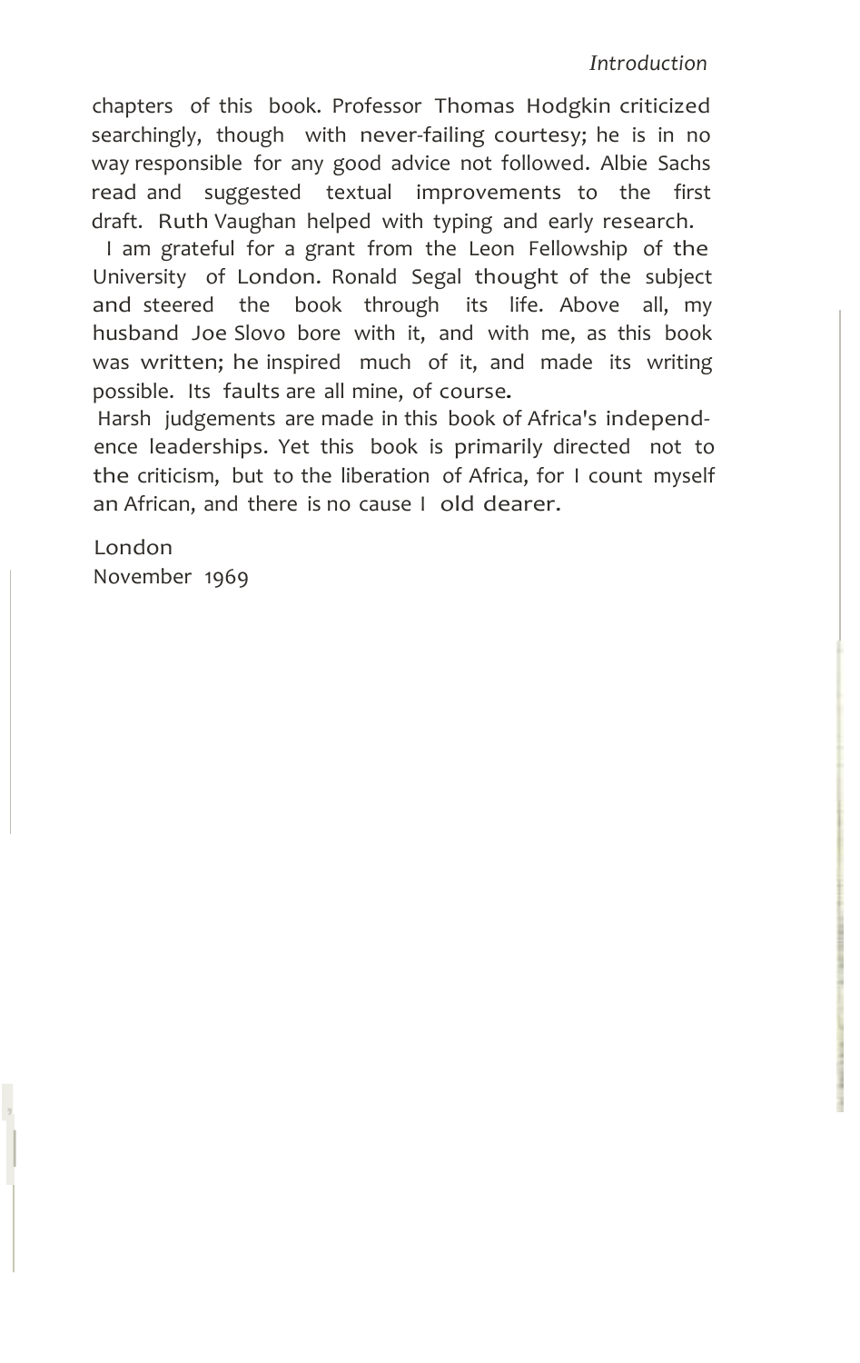chapters of this book. Professor Thomas Hodgkin criticized searchingly, though with never-failing courtesy; he is in no way responsible for any good advice not followed. Albie Sachs read and suggested textual improvements to the first draft. Ruth Vaughan helped with typing and early research.

I am grateful for a grant from the Leon Fellowship of the University of London. Ronald Segal thought of the subject and steered the book through its life. Above all, my husband Joe Slovo bore with it, and with me, as this book was written; he inspired much of it, and made its writing possible. Its faults are all mine, of course.

Harsh judgements are made in this book of Africa's independence leaderships. Yet this book is primarily directed not to the criticism, but to the liberation of Africa, for I count myself an African, and there is no cause I old dearer.

London
November 1969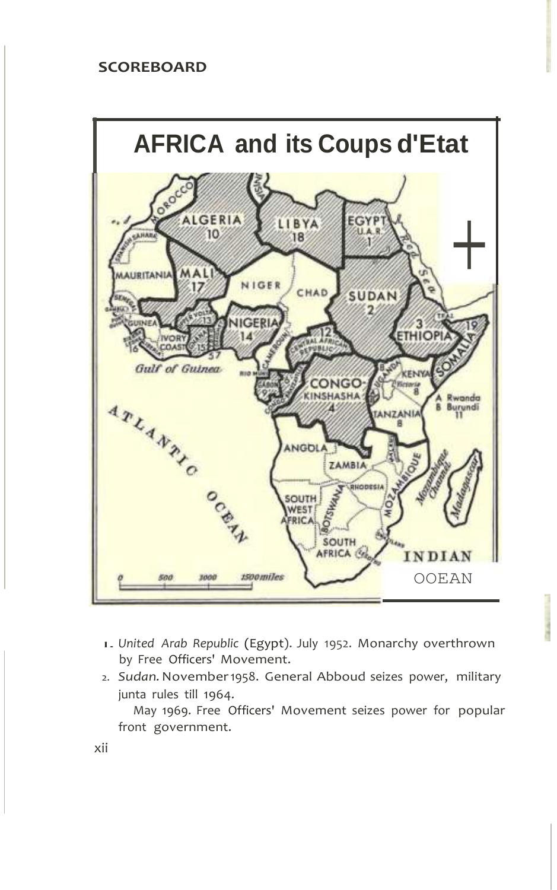## SCOREBOARD

# AFRICA and its Coups d'Etat

1. *United Arab Republic* (Egypt). July 1952. Monarchy overthrown by Free Officers' Movement.
2. *Sudan.* November 1958. General Abboud seizes power, military junta rules till 1964.

   May 1969. Free Officers' Movement seizes power for popular front government.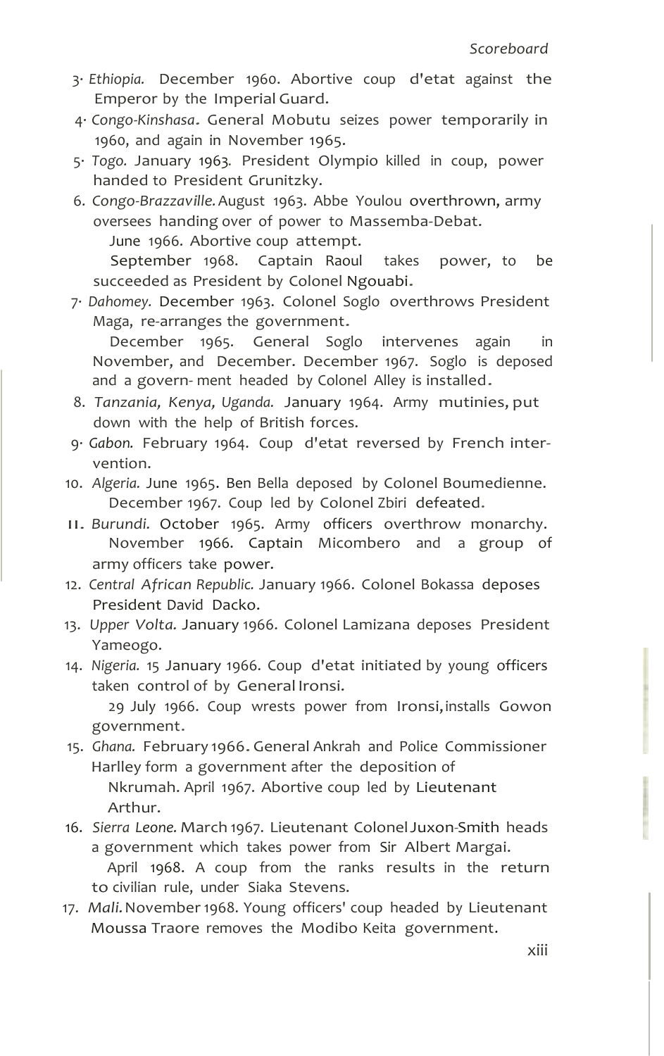3. *Ethiopia.* December 1960. Abortive coup d'etat against the Emperor by the Imperial Guard.

4. *Congo-Kinshasa.* General Mobutu seizes power temporarily in 1960, and again in November 1965.

5. *Togo.* January 1963. President Olympio killed in coup, power handed to President Grunitzky.

6. *Congo-Brazzaville.* August 1963. Abbe Youlou overthrown, army oversees handing over of power to Massemba-Debat.

   June 1966. Abortive coup attempt.

   September 1968. Captain Raoul takes power, to be succeeded as President by Colonel Ngouabi.

7. *Dahomey.* December 1963. Colonel Soglo overthrows President Maga, re-arranges the government.

   December 1965. General Soglo intervenes again in November, and December. December 1967. Soglo is deposed and a govern- ment headed by Colonel Alley is installed.

8. *Tanzania, Kenya, Uganda.* January 1964. Army mutinies, put down with the help of British forces.

9. *Gabon.* February 1964. Coup d'etat reversed by French intervention.

10. *Algeria.* June 1965. Ben Bella deposed by Colonel Boumedienne.

    December 1967. Coup led by Colonel Zbiri defeated.

11. *Burundi.* October 1965. Army officers overthrow monarchy.

    November 1966. Captain Micombero and a group of army officers take power.

12. *Central African Republic.* January 1966. Colonel Bokassa deposes President David Dacko.

13. *Upper Volta.* January 1966. Colonel Lamizana deposes President Yameogo.

14. *Nigeria.* 15 January 1966. Coup d'etat initiated by young officers taken control of by General Ironsi.

    29 July 1966. Coup wrests power from Ironsi, installs Gowon government.

15. *Ghana.* February 1966. General Ankrah and Police Commissioner Harlley form a government after the deposition of Nkrumah. April 1967. Abortive coup led by Lieutenant Arthur.

16. *Sierra Leone.* March 1967. Lieutenant Colonel Juxon-Smith heads a government which takes power from Sir Albert Margai.

    April 1968. A coup from the ranks results in the return to civilian rule, under Siaka Stevens.

17. *Mali.* November 1968. Young officers' coup headed by Lieutenant Moussa Traore removes the Modibo Keita government.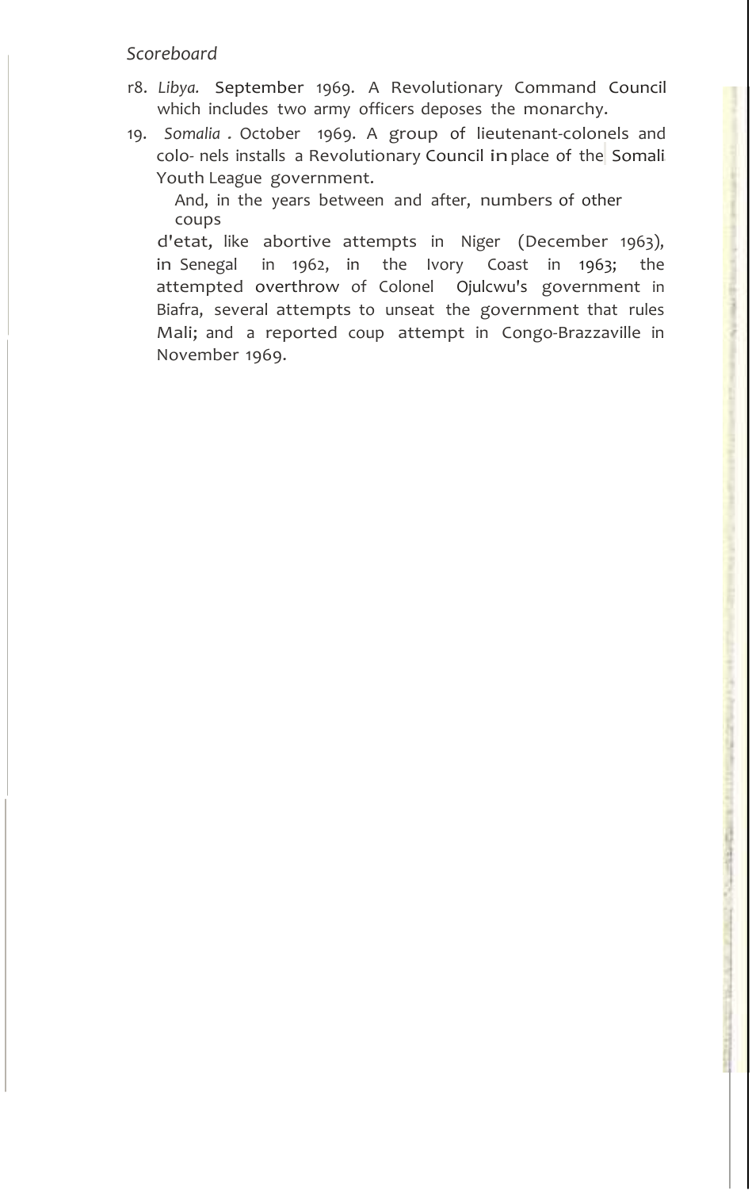r8. *Libya.* September 1969. A Revolutionary Command Council which includes two army officers deposes the monarchy.

19. *Somalia .* October 1969. A group of lieutenant-colonels and colo- nels installs a Revolutionary Council in place of the Somali Youth League government.

And, in the years between and after, numbers of other coups d'etat, like abortive attempts in Niger (December 1963), in Senegal in 1962, in the Ivory Coast in 1963; the attempted overthrow of Colonel Ojulcwu's government in Biafra, several attempts to unseat the government that rules Mali; and a reported coup attempt in Congo-Brazzaville in November 1969.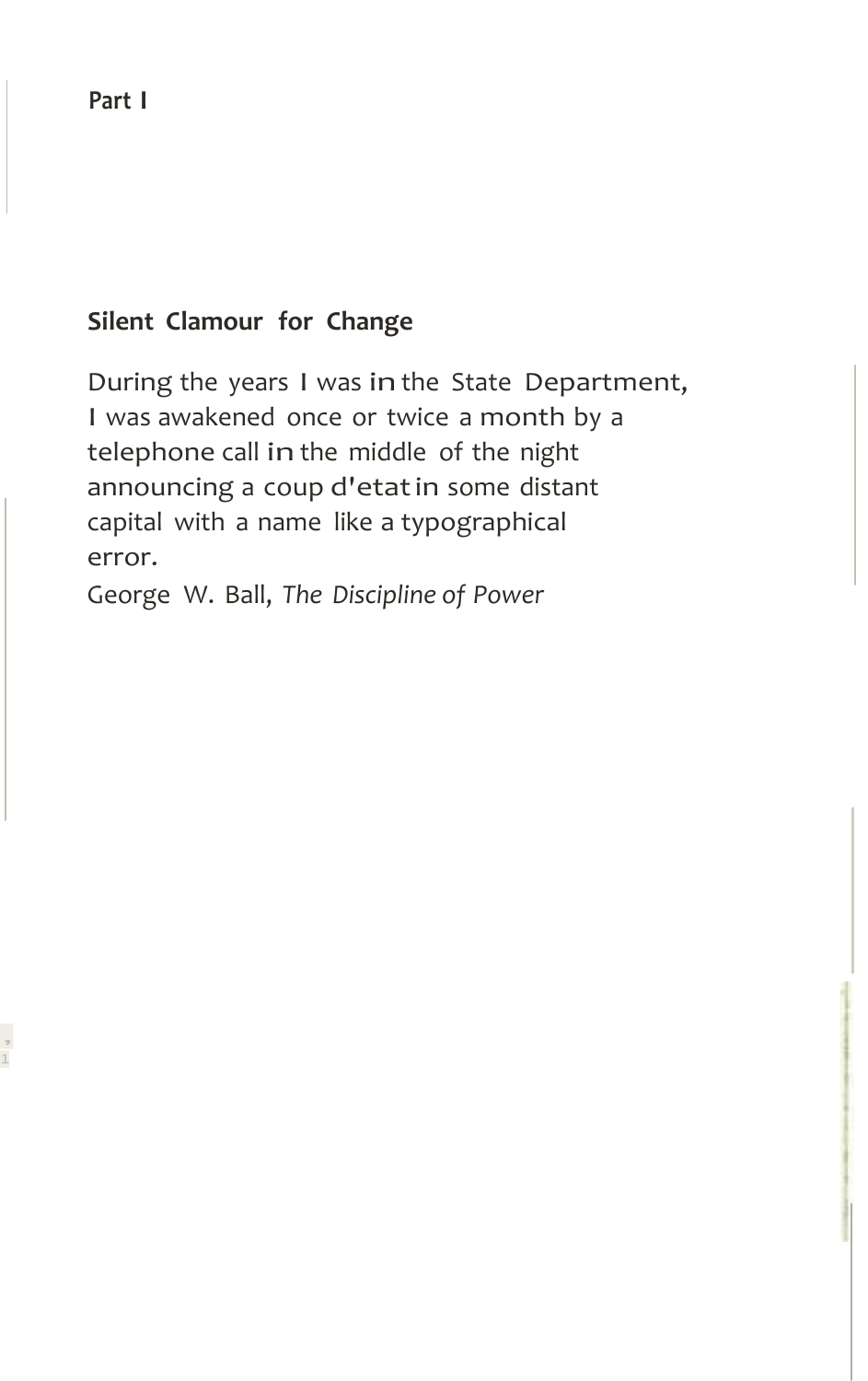# Part I

## Silent Clamour for Change

During the years I was in the State Department, I was awakened once or twice a month by a telephone call in the middle of the night announcing a coup d'etat in some distant capital with a name like a typographical error.

George W. Ball, *The Discipline of Power*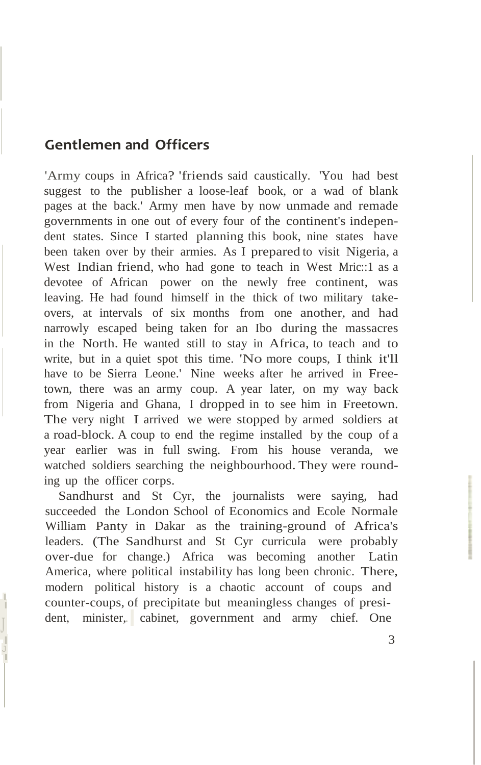## Gentlemen and Officers

'Army coups in Africa? 'friends said caustically. 'You had best suggest to the publisher a loose-leaf book, or a wad of blank pages at the back.' Army men have by now unmade and remade governments in one out of every four of the continent's independent states. Since I started planning this book, nine states have been taken over by their armies. As I prepared to visit Nigeria, a West Indian friend, who had gone to teach in West Mric::1 as a devotee of African power on the newly free continent, was leaving. He had found himself in the thick of two military take-overs, at intervals of six months from one another, and had narrowly escaped being taken for an Ibo during the massacres in the North. He wanted still to stay in Africa, to teach and to write, but in a quiet spot this time. 'No more coups, I think it'll have to be Sierra Leone.' Nine weeks after he arrived in Freetown, there was an army coup. A year later, on my way back from Nigeria and Ghana, I dropped in to see him in Freetown. The very night I arrived we were stopped by armed soldiers at a road-block. A coup to end the regime installed by the coup of a year earlier was in full swing. From his house veranda, we watched soldiers searching the neighbourhood. They were rounding up the officer corps.

Sandhurst and St Cyr, the journalists were saying, had succeeded the London School of Economics and Ecole Normale William Panty in Dakar as the training-ground of Africa's leaders. (The Sandhurst and St Cyr curricula were probably over-due for change.) Africa was becoming another Latin America, where political instability has long been chronic. There, modern political history is a chaotic account of coups and counter-coups, of precipitate but meaningless changes of president, minister, cabinet, government and army chief. One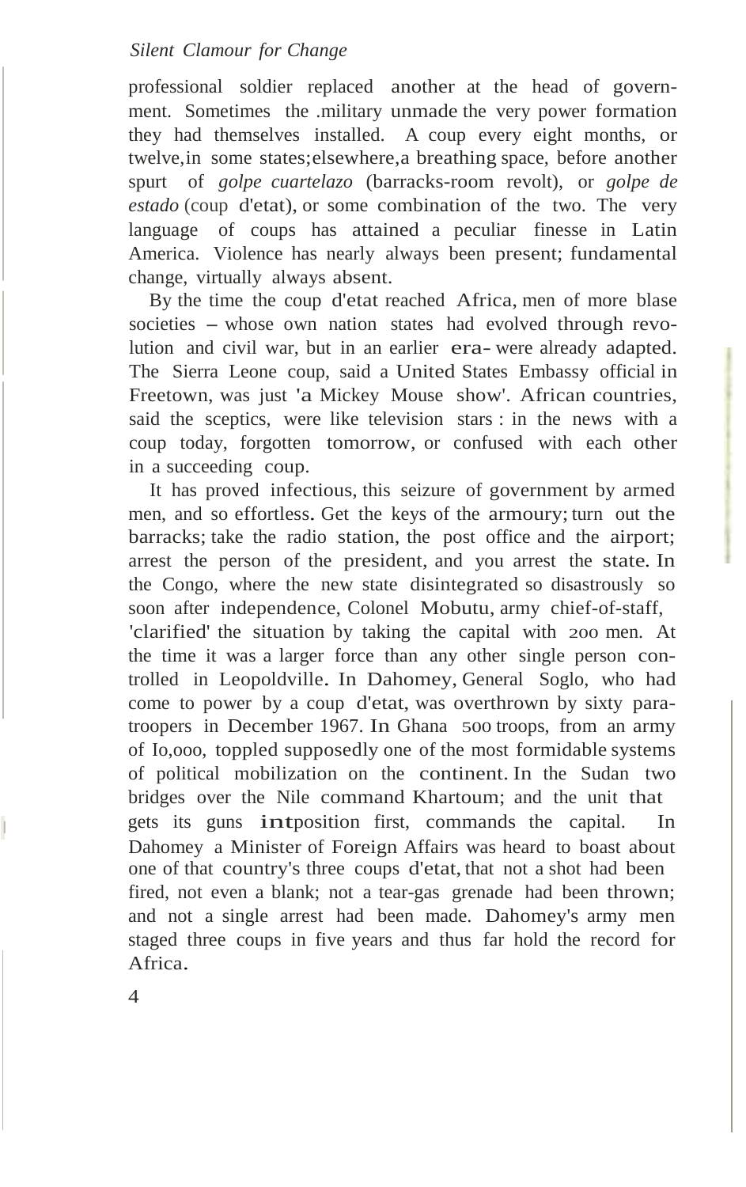professional soldier replaced another at the head of government. Sometimes the military unmade the very power formation they had themselves installed. A coup every eight months, or twelve, in some states; elsewhere, a breathing space, before another spurt of *golpe cuartelazo* (barracks-room revolt), or *golpe de estado* (coup d'etat), or some combination of the two. The very language of coups has attained a peculiar finesse in Latin America. Violence has nearly always been present; fundamental change, virtually always absent.

By the time the coup d'etat reached Africa, men of more blase societies – whose own nation states had evolved through revolution and civil war, but in an earlier era – were already adapted. The Sierra Leone coup, said a United States Embassy official in Freetown, was just 'a Mickey Mouse show'. African countries, said the sceptics, were like television stars: in the news with a coup today, forgotten tomorrow, or confused with each other in a succeeding coup.

It has proved infectious, this seizure of government by armed men, and so effortless. Get the keys of the armoury; turn out the barracks; take the radio station, the post office and the airport; arrest the person of the president, and you arrest the state. In the Congo, where the new state disintegrated so disastrously so soon after independence, Colonel Mobutu, army chief-of-staff, 'clarified' the situation by taking the capital with 200 men. At the time it was a larger force than any other single person controlled in Leopoldville. In Dahomey, General Soglo, who had come to power by a coup d'etat, was overthrown by sixty paratroopers in December 1967. In Ghana 500 troops, from an army of 10,000, toppled supposedly one of the most formidable systems of political mobilization on the continent. In the Sudan two bridges over the Nile command Khartoum; and the unit that gets its guns into position first, commands the capital. In Dahomey a Minister of Foreign Affairs was heard to boast about one of that country's three coups d'etat, that not a shot had been fired, not even a blank; not a tear-gas grenade had been thrown; and not a single arrest had been made. Dahomey's army men staged three coups in five years and thus far hold the record for Africa.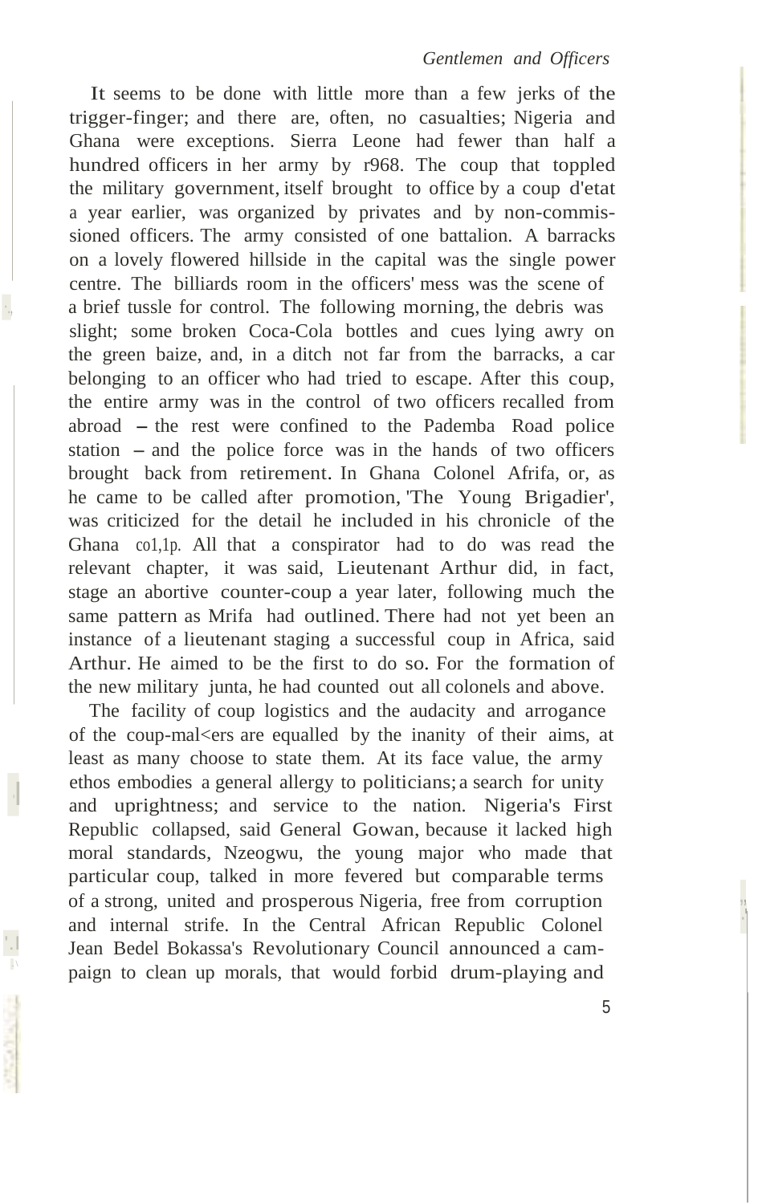It seems to be done with little more than a few jerks of the trigger-finger; and there are, often, no casualties; Nigeria and Ghana were exceptions. Sierra Leone had fewer than half a hundred officers in her army by r968. The coup that toppled the military government, itself brought to office by a coup d'etat a year earlier, was organized by privates and by non-commissioned officers. The army consisted of one battalion. A barracks on a lovely flowered hillside in the capital was the single power centre. The billiards room in the officers' mess was the scene of a brief tussle for control. The following morning, the debris was slight; some broken Coca-Cola bottles and cues lying awry on the green baize, and, in a ditch not far from the barracks, a car belonging to an officer who had tried to escape. After this coup, the entire army was in the control of two officers recalled from abroad – the rest were confined to the Pademba Road police station – and the police force was in the hands of two officers brought back from retirement. In Ghana Colonel Afrifa, or, as he came to be called after promotion, 'The Young Brigadier', was criticized for the detail he included in his chronicle of the Ghana co1,1p. All that a conspirator had to do was read the relevant chapter, it was said, Lieutenant Arthur did, in fact, stage an abortive counter-coup a year later, following much the same pattern as Mrifa had outlined. There had not yet been an instance of a lieutenant staging a successful coup in Africa, said Arthur. He aimed to be the first to do so. For the formation of the new military junta, he had counted out all colonels and above.

The facility of coup logistics and the audacity and arrogance of the coup-mal<ers are equalled by the inanity of their aims, at least as many choose to state them. At its face value, the army ethos embodies a general allergy to politicians; a search for unity and uprightness; and service to the nation. Nigeria's First Republic collapsed, said General Gowan, because it lacked high moral standards, Nzeogwu, the young major who made that particular coup, talked in more fevered but comparable terms of a strong, united and prosperous Nigeria, free from corruption and internal strife. In the Central African Republic Colonel Jean Bedel Bokassa's Revolutionary Council announced a campaign to clean up morals, that would forbid drum-playing and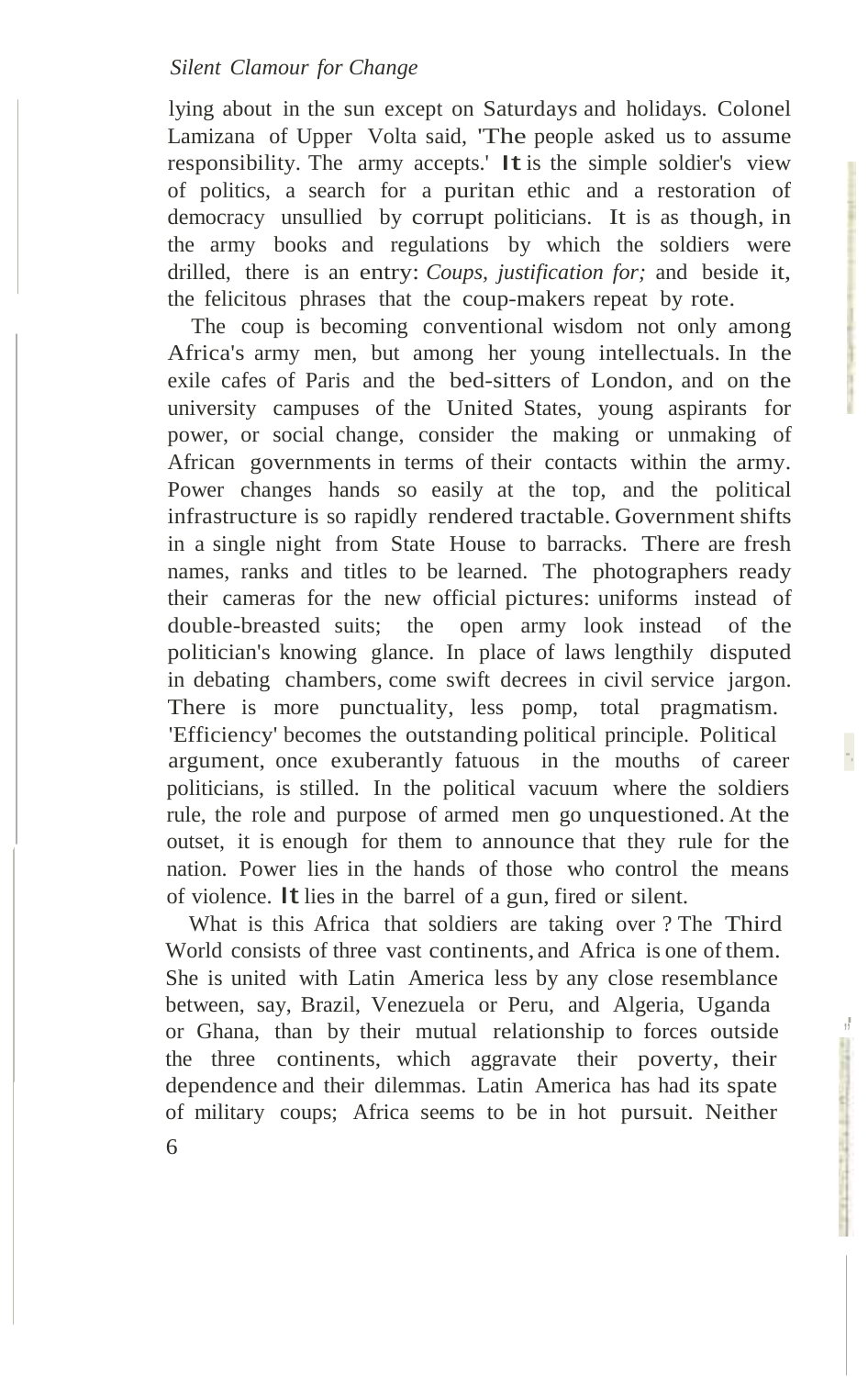lying about in the sun except on Saturdays and holidays. Colonel Lamizana of Upper Volta said, 'The people asked us to assume responsibility. The army accepts.' It is the simple soldier's view of politics, a search for a puritan ethic and a restoration of democracy unsullied by corrupt politicians. It is as though, in the army books and regulations by which the soldiers were drilled, there is an entry: *Coups, justification for;* and beside it, the felicitous phrases that the coup-makers repeat by rote.

The coup is becoming conventional wisdom not only among Africa's army men, but among her young intellectuals. In the exile cafes of Paris and the bed-sitters of London, and on the university campuses of the United States, young aspirants for power, or social change, consider the making or unmaking of African governments in terms of their contacts within the army. Power changes hands so easily at the top, and the political infrastructure is so rapidly rendered tractable. Government shifts in a single night from State House to barracks. There are fresh names, ranks and titles to be learned. The photographers ready their cameras for the new official pictures: uniforms instead of double-breasted suits; the open army look instead of the politician's knowing glance. In place of laws lengthily disputed in debating chambers, come swift decrees in civil service jargon. There is more punctuality, less pomp, total pragmatism. 'Efficiency' becomes the outstanding political principle. Political argument, once exuberantly fatuous in the mouths of career politicians, is stilled. In the political vacuum where the soldiers rule, the role and purpose of armed men go unquestioned. At the outset, it is enough for them to announce that they rule for the nation. Power lies in the hands of those who control the means of violence. It lies in the barrel of a gun, fired or silent.

What is this Africa that soldiers are taking over ? The Third World consists of three vast continents, and Africa is one of them. She is united with Latin America less by any close resemblance between, say, Brazil, Venezuela or Peru, and Algeria, Uganda or Ghana, than by their mutual relationship to forces outside the three continents, which aggravate their poverty, their dependence and their dilemmas. Latin America has had its spate of military coups; Africa seems to be in hot pursuit. Neither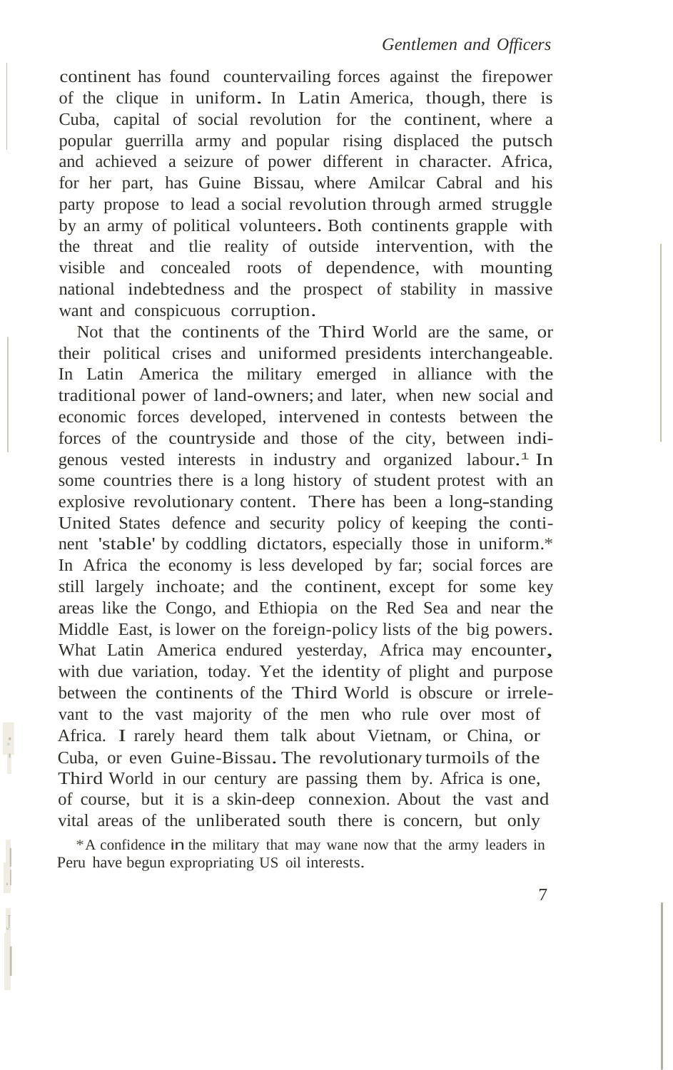continent has found countervailing forces against the firepower of the clique in uniform. In Latin America, though, there is Cuba, capital of social revolution for the continent, where a popular guerrilla army and popular rising displaced the putsch and achieved a seizure of power different in character. Africa, for her part, has Guine Bissau, where Amilcar Cabral and his party propose to lead a social revolution through armed struggle by an army of political volunteers. Both continents grapple with the threat and tlie reality of outside intervention, with the visible and concealed roots of dependence, with mounting national indebtedness and the prospect of stability in massive want and conspicuous corruption.

Not that the continents of the Third World are the same, or their political crises and uniformed presidents interchangeable. In Latin America the military emerged in alliance with the traditional power of land-owners; and later, when new social and economic forces developed, intervened in contests between the forces of the countryside and those of the city, between indigenous vested interests in industry and organized labour.[1] In some countries there is a long history of student protest with an explosive revolutionary content. There has been a long-standing United States defence and security policy of keeping the continent 'stable' by coddling dictators, especially those in uniform.* In Africa the economy is less developed by far; social forces are still largely inchoate; and the continent, except for some key areas like the Congo, and Ethiopia on the Red Sea and near the Middle East, is lower on the foreign-policy lists of the big powers. What Latin America endured yesterday, Africa may encounter, with due variation, today. Yet the identity of plight and purpose between the continents of the Third World is obscure or irrelevant to the vast majority of the men who rule over most of Africa. I rarely heard them talk about Vietnam, or China, or Cuba, or even Guine-Bissau. The revolutionary turmoils of the Third World in our century are passing them by. Africa is one, of course, but it is a skin-deep connexion. About the vast and vital areas of the unliberated south there is concern, but only

*A confidence in the military that may wane now that the army leaders in Peru have begun expropriating US oil interests.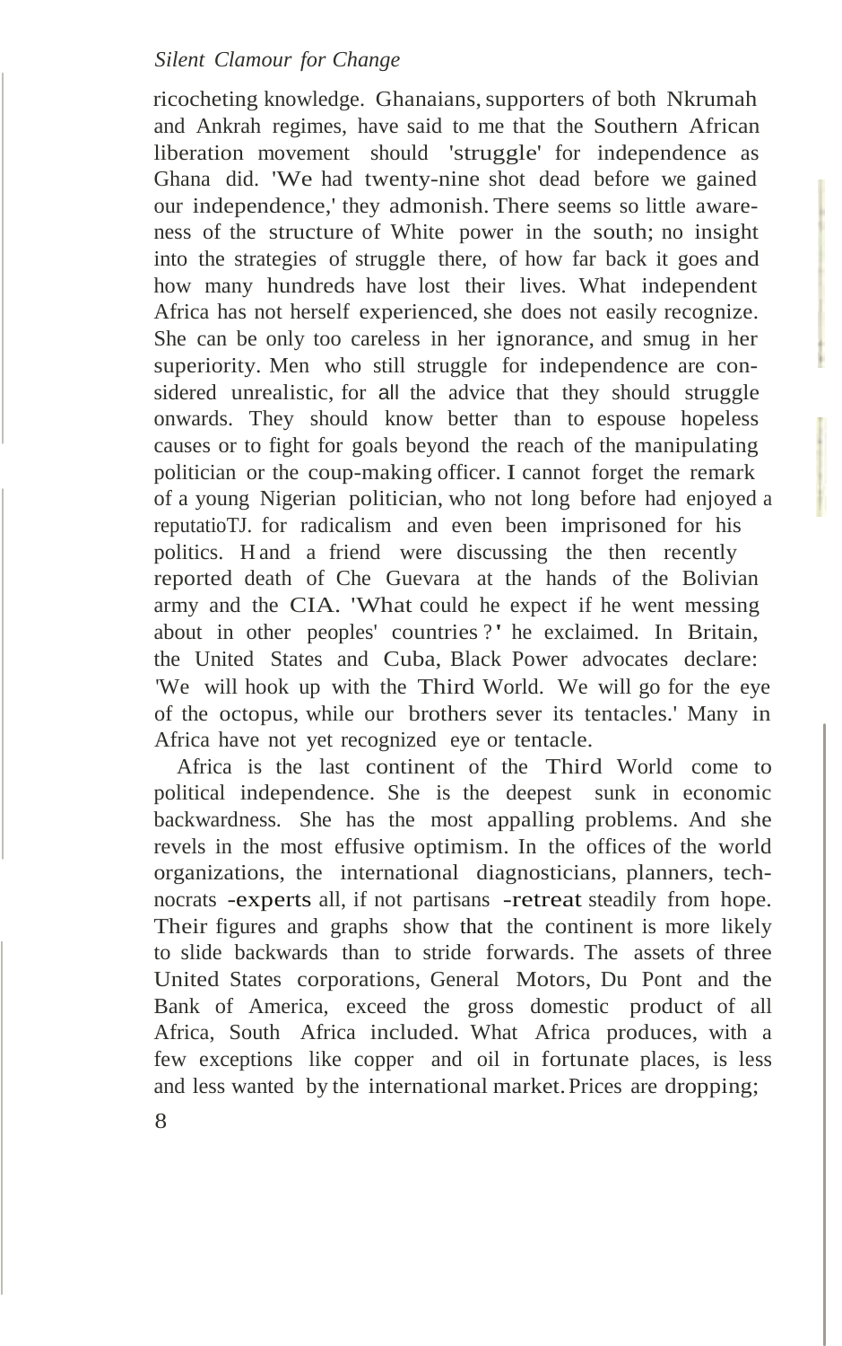ricocheting knowledge. Ghanaians, supporters of both Nkrumah and Ankrah regimes, have said to me that the Southern African liberation movement should 'struggle' for independence as Ghana did. 'We had twenty-nine shot dead before we gained our independence,' they admonish. There seems so little awareness of the structure of White power in the south; no insight into the strategies of struggle there, of how far back it goes and how many hundreds have lost their lives. What independent Africa has not herself experienced, she does not easily recognize. She can be only too careless in her ignorance, and smug in her superiority. Men who still struggle for independence are considered unrealistic, for all the advice that they should struggle onwards. They should know better than to espouse hopeless causes or to fight for goals beyond the reach of the manipulating politician or the coup-making officer. I cannot forget the remark of a young Nigerian politician, who not long before had enjoyed a reputatioTJ. for radicalism and even been imprisoned for his politics. H and a friend were discussing the then recently reported death of Che Guevara at the hands of the Bolivian army and the CIA. 'What could he expect if he went messing about in other peoples' countries?' he exclaimed. In Britain, the United States and Cuba, Black Power advocates declare: 'We will hook up with the Third World. We will go for the eye of the octopus, while our brothers sever its tentacles.' Many in Africa have not yet recognized eye or tentacle.

Africa is the last continent of the Third World come to political independence. She is the deepest sunk in economic backwardness. She has the most appalling problems. And she revels in the most effusive optimism. In the offices of the world organizations, the international diagnosticians, planners, technocrats -experts all, if not partisans -retreat steadily from hope. Their figures and graphs show that the continent is more likely to slide backwards than to stride forwards. The assets of three United States corporations, General Motors, Du Pont and the Bank of America, exceed the gross domestic product of all Africa, South Africa included. What Africa produces, with a few exceptions like copper and oil in fortunate places, is less and less wanted by the international market. Prices are dropping;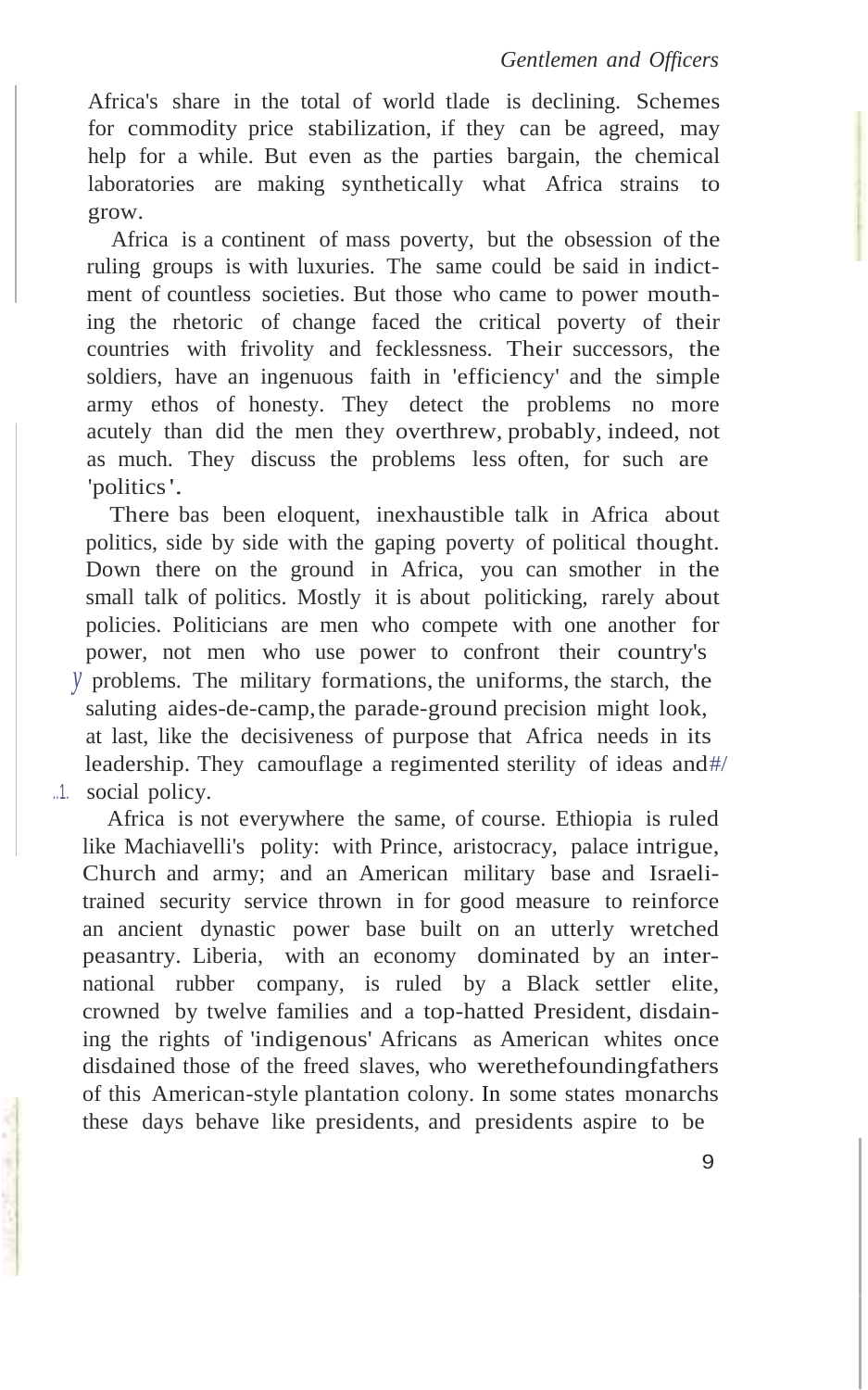Africa's share in the total of world tlade is declining. Schemes for commodity price stabilization, if they can be agreed, may help for a while. But even as the parties bargain, the chemical laboratories are making synthetically what Africa strains to grow.

Africa is a continent of mass poverty, but the obsession of the ruling groups is with luxuries. The same could be said in indictment of countless societies. But those who came to power mouthing the rhetoric of change faced the critical poverty of their countries with frivolity and fecklessness. Their successors, the soldiers, have an ingenuous faith in 'efficiency' and the simple army ethos of honesty. They detect the problems no more acutely than did the men they overthrew, probably, indeed, not as much. They discuss the problems less often, for such are 'politics'.

There bas been eloquent, inexhaustible talk in Africa about politics, side by side with the gaping poverty of political thought. Down there on the ground in Africa, you can smother in the small talk of politics. Mostly it is about politicking, rarely about policies. Politicians are men who compete with one another for power, not men who use power to confront their country's problems. The military formations, the uniforms, the starch, the saluting aides-de-camp, the parade-ground precision might look, at last, like the decisiveness of purpose that Africa needs in its leadership. They camouflage a regimented sterility of ideas and social policy.

Africa is not everywhere the same, of course. Ethiopia is ruled like Machiavelli's polity: with Prince, aristocracy, palace intrigue, Church and army; and an American military base and Israeli-trained security service thrown in for good measure to reinforce an ancient dynastic power base built on an utterly wretched peasantry. Liberia, with an economy dominated by an international rubber company, is ruled by a Black settler elite, crowned by twelve families and a top-hatted President, disdaining the rights of 'indigenous' Africans as American whites once disdained those of the freed slaves, who werethefoundingfathers of this American-style plantation colony. In some states monarchs these days behave like presidents, and presidents aspire to be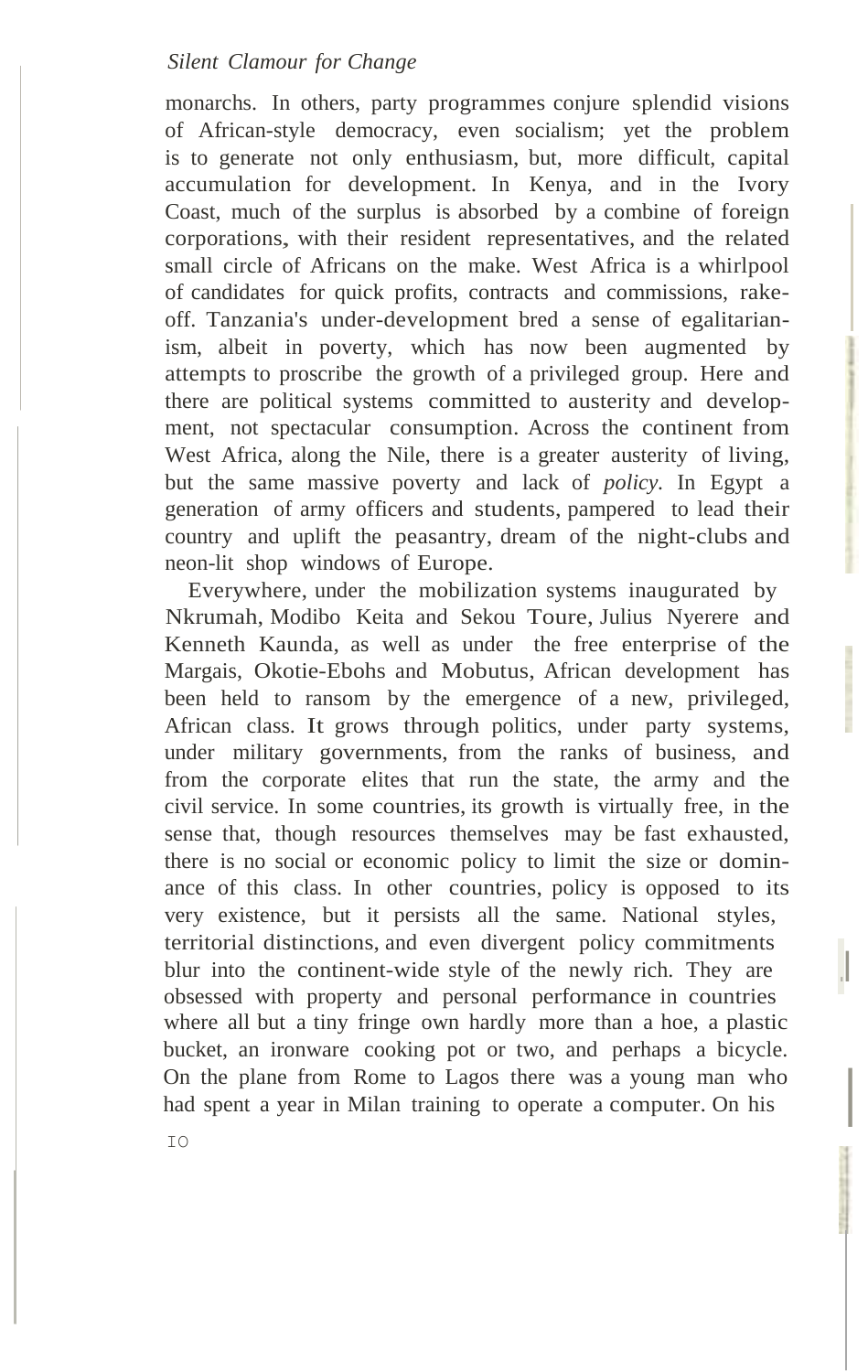monarchs. In others, party programmes conjure splendid visions of African-style democracy, even socialism; yet the problem is to generate not only enthusiasm, but, more difficult, capital accumulation for development. In Kenya, and in the Ivory Coast, much of the surplus is absorbed by a combine of foreign corporations, with their resident representatives, and the related small circle of Africans on the make. West Africa is a whirlpool of candidates for quick profits, contracts and commissions, rake-off. Tanzania's under-development bred a sense of egalitarianism, albeit in poverty, which has now been augmented by attempts to proscribe the growth of a privileged group. Here and there are political systems committed to austerity and development, not spectacular consumption. Across the continent from West Africa, along the Nile, there is a greater austerity of living, but the same massive poverty and lack of *policy.* In Egypt a generation of army officers and students, pampered to lead their country and uplift the peasantry, dream of the night-clubs and neon-lit shop windows of Europe.

Everywhere, under the mobilization systems inaugurated by Nkrumah, Modibo Keita and Sekou Toure, Julius Nyerere and Kenneth Kaunda, as well as under the free enterprise of the Margais, Okotie-Ebohs and Mobutus, African development has been held to ransom by the emergence of a new, privileged, African class. It grows through politics, under party systems, under military governments, from the ranks of business, and from the corporate elites that run the state, the army and the civil service. In some countries, its growth is virtually free, in the sense that, though resources themselves may be fast exhausted, there is no social or economic policy to limit the size or dominance of this class. In other countries, policy is opposed to its very existence, but it persists all the same. National styles, territorial distinctions, and even divergent policy commitments blur into the continent-wide style of the newly rich. They are obsessed with property and personal performance in countries where all but a tiny fringe own hardly more than a hoe, a plastic bucket, an ironware cooking pot or two, and perhaps a bicycle. On the plane from Rome to Lagos there was a young man who had spent a year in Milan training to operate a computer. On his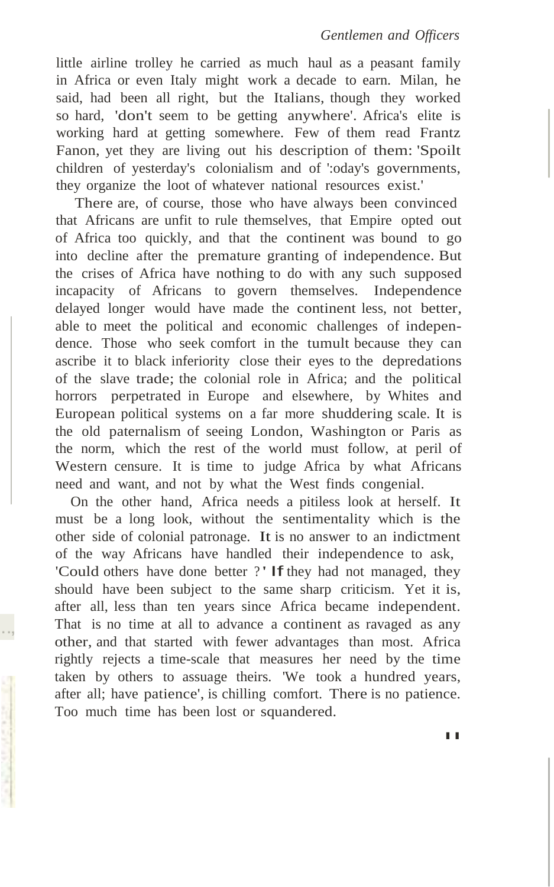little airline trolley he carried as much haul as a peasant family in Africa or even Italy might work a decade to earn. Milan, he said, had been all right, but the Italians, though they worked so hard, 'don't seem to be getting anywhere'. Africa's elite is working hard at getting somewhere. Few of them read Frantz Fanon, yet they are living out his description of them: 'Spoilt children of yesterday's colonialism and of today's governments, they organize the loot of whatever national resources exist.'

There are, of course, those who have always been convinced that Africans are unfit to rule themselves, that Empire opted out of Africa too quickly, and that the continent was bound to go into decline after the premature granting of independence. But the crises of Africa have nothing to do with any such supposed incapacity of Africans to govern themselves. Independence delayed longer would have made the continent less, not better, able to meet the political and economic challenges of independence. Those who seek comfort in the tumult because they can ascribe it to black inferiority close their eyes to the depredations of the slave trade; the colonial role in Africa; and the political horrors perpetrated in Europe and elsewhere, by Whites and European political systems on a far more shuddering scale. It is the old paternalism of seeing London, Washington or Paris as the norm, which the rest of the world must follow, at peril of Western censure. It is time to judge Africa by what Africans need and want, and not by what the West finds congenial.

On the other hand, Africa needs a pitiless look at herself. It must be a long look, without the sentimentality which is the other side of colonial patronage. It is no answer to an indictment of the way Africans have handled their independence to ask, 'Could others have done better ?' If they had not managed, they should have been subject to the same sharp criticism. Yet it is, after all, less than ten years since Africa became independent. That is no time at all to advance a continent as ravaged as any other, and that started with fewer advantages than most. Africa rightly rejects a time-scale that measures her need by the time taken by others to assuage theirs. 'We took a hundred years, after all; have patience', is chilling comfort. There is no patience. Too much time has been lost or squandered.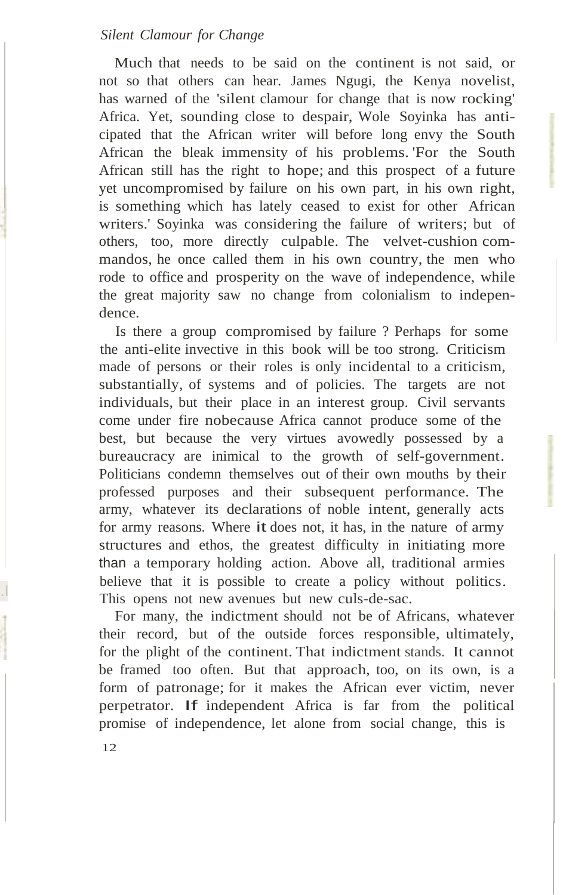Much that needs to be said on the continent is not said, or not so that others can hear. James Ngugi, the Kenya novelist, has warned of the 'silent clamour for change that is now rocking' Africa. Yet, sounding close to despair, Wole Soyinka has anticipated that the African writer will before long envy the South African the bleak immensity of his problems. 'For the South African still has the right to hope; and this prospect of a future yet uncompromised by failure on his own part, in his own right, is something which has lately ceased to exist for other African writers.' Soyinka was considering the failure of writers; but of others, too, more directly culpable. The velvet-cushion commandos, he once called them in his own country, the men who rode to office and prosperity on the wave of independence, while the great majority saw no change from colonialism to independence.

Is there a group compromised by failure ? Perhaps for some the anti-elite invective in this book will be too strong. Criticism made of persons or their roles is only incidental to a criticism, substantially, of systems and of policies. The targets are not individuals, but their place in an interest group. Civil servants come under fire nobecause Africa cannot produce some of the best, but because the very virtues avowedly possessed by a bureaucracy are inimical to the growth of self-government. Politicians condemn themselves out of their own mouths by their professed purposes and their subsequent performance. The army, whatever its declarations of noble intent, generally acts for army reasons. Where it does not, it has, in the nature of army structures and ethos, the greatest difficulty in initiating more than a temporary holding action. Above all, traditional armies believe that it is possible to create a policy without politics. This opens not new avenues but new culs-de-sac.

For many, the indictment should not be of Africans, whatever their record, but of the outside forces responsible, ultimately, for the plight of the continent. That indictment stands. It cannot be framed too often. But that approach, too, on its own, is a form of patronage; for it makes the African ever victim, never perpetrator. If independent Africa is far from the political promise of independence, let alone from social change, this is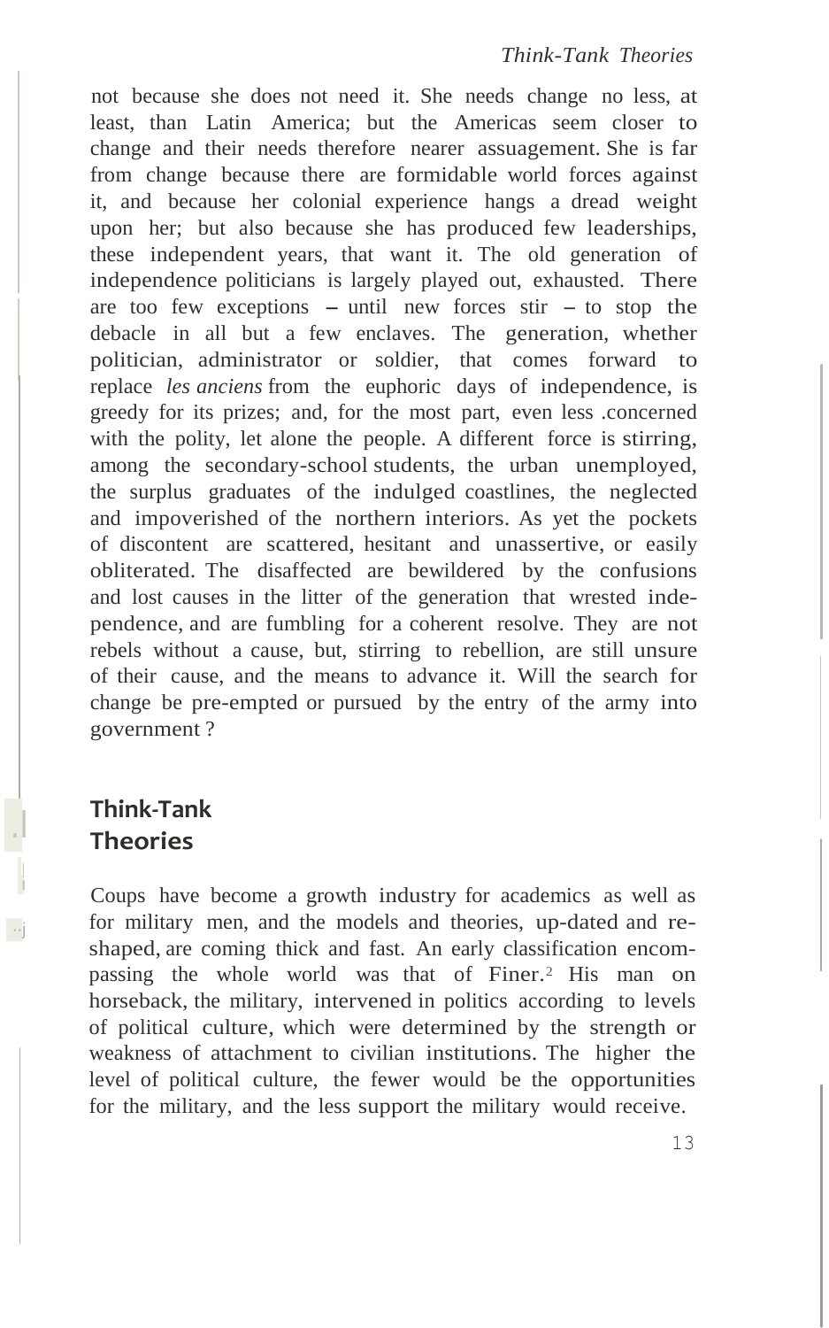not because she does not need it. She needs change no less, at least, than Latin America; but the Americas seem closer to change and their needs therefore nearer assuagement. She is far from change because there are formidable world forces against it, and because her colonial experience hangs a dread weight upon her; but also because she has produced few leaderships, these independent years, that want it. The old generation of independence politicians is largely played out, exhausted. There are too few exceptions – until new forces stir – to stop the debacle in all but a few enclaves. The generation, whether politician, administrator or soldier, that comes forward to replace *les anciens* from the euphoric days of independence, is greedy for its prizes; and, for the most part, even less concerned with the polity, let alone the people. A different force is stirring, among the secondary-school students, the urban unemployed, the surplus graduates of the indulged coastlines, the neglected and impoverished of the northern interiors. As yet the pockets of discontent are scattered, hesitant and unassertive, or easily obliterated. The disaffected are bewildered by the confusions and lost causes in the litter of the generation that wrested independence, and are fumbling for a coherent resolve. They are not rebels without a cause, but, stirring to rebellion, are still unsure of their cause, and the means to advance it. Will the search for change be pre-empted or pursued by the entry of the army into government?

## Think-Tank Theories

Coups have become a growth industry for academics as well as for military men, and the models and theories, up-dated and re-shaped, are coming thick and fast. An early classification encompassing the whole world was that of Finer.[2] His man on horseback, the military, intervened in politics according to levels of political culture, which were determined by the strength or weakness of attachment to civilian institutions. The higher the level of political culture, the fewer would be the opportunities for the military, and the less support the military would receive.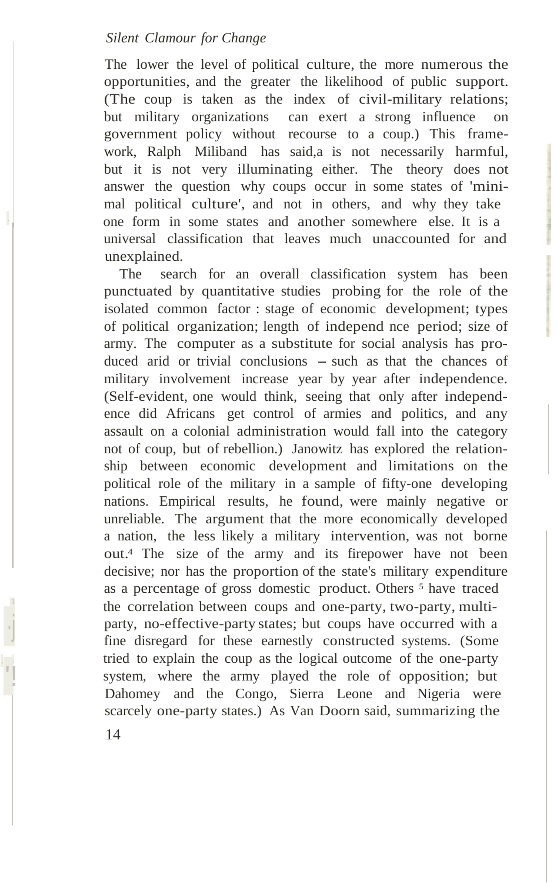The lower the level of political culture, the more numerous the opportunities, and the greater the likelihood of public support. (The coup is taken as the index of civil-military relations; but military organizations can exert a strong influence on government policy without recourse to a coup.) This framework, Ralph Miliband has said,[a] is not necessarily harmful, but it is not very illuminating either. The theory does not answer the question why coups occur in some states of 'minimal political culture', and not in others, and why they take one form in some states and another somewhere else. It is a universal classification that leaves much unaccounted for and unexplained.

The search for an overall classification system has been punctuated by quantitative studies probing for the role of the isolated common factor : stage of economic development; types of political organization; length of independ nce period; size of army. The computer as a substitute for social analysis has produced arid or trivial conclusions – such as that the chances of military involvement increase year by year after independence. (Self-evident, one would think, seeing that only after independence did Africans get control of armies and politics, and any assault on a colonial administration would fall into the category not of coup, but of rebellion.) Janowitz has explored the relationship between economic development and limitations on the political role of the military in a sample of fifty-one developing nations. Empirical results, he found, were mainly negative or unreliable. The argument that the more economically developed a nation, the less likely a military intervention, was not borne out.[4] The size of the army and its firepower have not been decisive; nor has the proportion of the state's military expenditure as a percentage of gross domestic product. Others [5] have traced the correlation between coups and one-party, two-party, multi-party, no-effective-party states; but coups have occurred with a fine disregard for these earnestly constructed systems. (Some tried to explain the coup as the logical outcome of the one-party system, where the army played the role of opposition; but Dahomey and the Congo, Sierra Leone and Nigeria were scarcely one-party states.) As Van Doorn said, summarizing the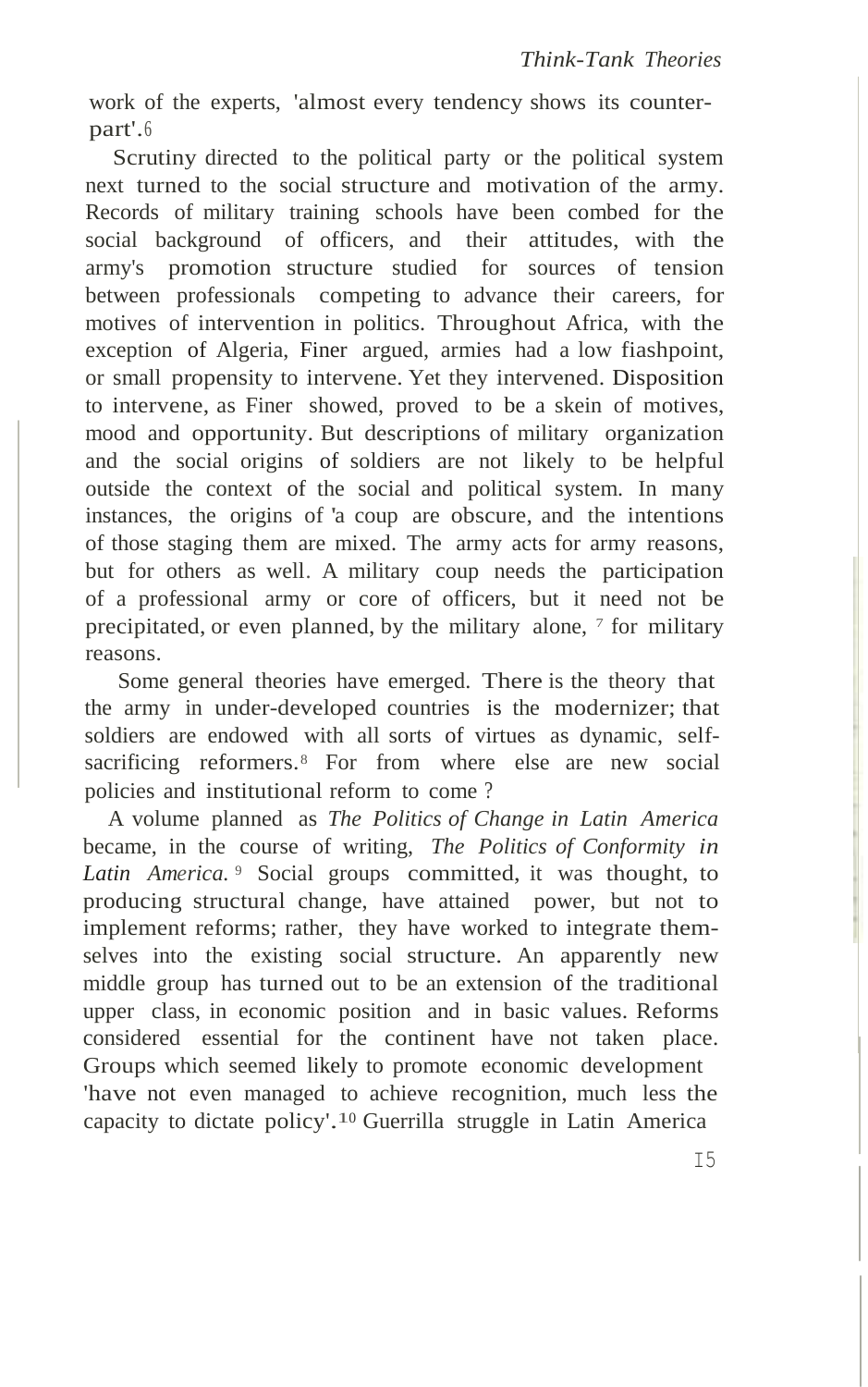work of the experts, 'almost every tendency shows its counterpart'.[6]

Scrutiny directed to the political party or the political system next turned to the social structure and motivation of the army. Records of military training schools have been combed for the social background of officers, and their attitudes, with the army's promotion structure studied for sources of tension between professionals competing to advance their careers, for motives of intervention in politics. Throughout Africa, with the exception of Algeria, Finer argued, armies had a low fiashpoint, or small propensity to intervene. Yet they intervened. Disposition to intervene, as Finer showed, proved to be a skein of motives, mood and opportunity. But descriptions of military organization and the social origins of soldiers are not likely to be helpful outside the context of the social and political system. In many instances, the origins of 'a coup are obscure, and the intentions of those staging them are mixed. The army acts for army reasons, but for others as well. A military coup needs the participation of a professional army or core of officers, but it need not be precipitated, or even planned, by the military alone, [7] for military reasons.

Some general theories have emerged. There is the theory that the army in under-developed countries is the modernizer; that soldiers are endowed with all sorts of virtues as dynamic, self-sacrificing reformers.[8] For from where else are new social policies and institutional reform to come ?

A volume planned as *The Politics of Change in Latin America* became, in the course of writing, *The Politics of Conformity in Latin America.* [9] Social groups committed, it was thought, to producing structural change, have attained power, but not to implement reforms; rather, they have worked to integrate themselves into the existing social structure. An apparently new middle group has turned out to be an extension of the traditional upper class, in economic position and in basic values. Reforms considered essential for the continent have not taken place. Groups which seemed likely to promote economic development 'have not even managed to achieve recognition, much less the capacity to dictate policy'.[10] Guerrilla struggle in Latin America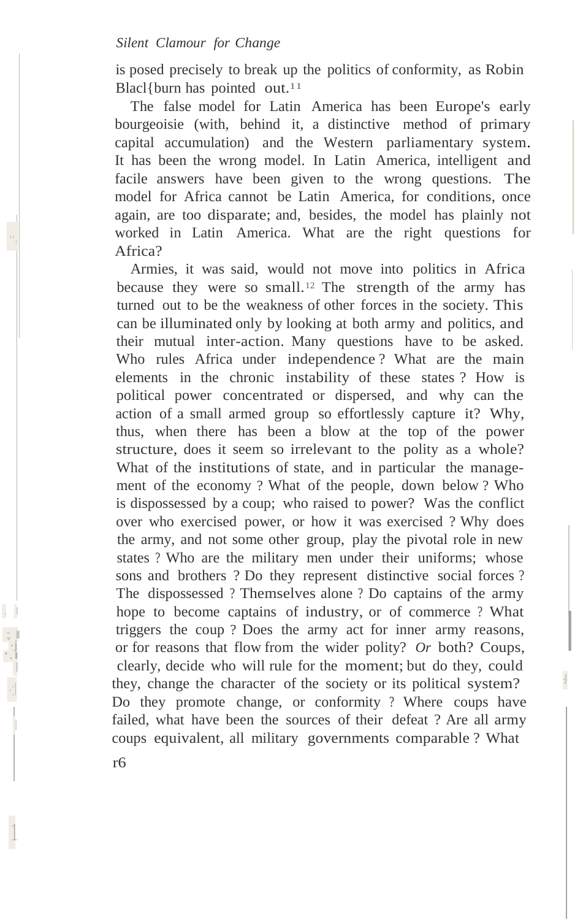is posed precisely to break up the politics of conformity, as Robin Blacl{burn has pointed out.[11]

The false model for Latin America has been Europe's early bourgeoisie (with, behind it, a distinctive method of primary capital accumulation) and the Western parliamentary system. It has been the wrong model. In Latin America, intelligent and facile answers have been given to the wrong questions. The model for Africa cannot be Latin America, for conditions, once again, are too disparate; and, besides, the model has plainly not worked in Latin America. What are the right questions for Africa?

Armies, it was said, would not move into politics in Africa because they were so small.[12] The strength of the army has turned out to be the weakness of other forces in the society. This can be illuminated only by looking at both army and politics, and their mutual inter-action. Many questions have to be asked. Who rules Africa under independence? What are the main elements in the chronic instability of these states? How is political power concentrated or dispersed, and why can the action of a small armed group so effortlessly capture it? Why, thus, when there has been a blow at the top of the power structure, does it seem so irrelevant to the polity as a whole? What of the institutions of state, and in particular the management of the economy? What of the people, down below? Who is dispossessed by a coup; who raised to power? Was the conflict over who exercised power, or how it was exercised? Why does the army, and not some other group, play the pivotal role in new states? Who are the military men under their uniforms; whose sons and brothers? Do they represent distinctive social forces? The dispossessed? Themselves alone? Do captains of the army hope to become captains of industry, or of commerce? What triggers the coup? Does the army act for inner army reasons, or for reasons that flow from the wider polity? *Or* both? Coups, clearly, decide who will rule for the moment; but do they, could they, change the character of the society or its political system? Do they promote change, or conformity? Where coups have failed, what have been the sources of their defeat? Are all army coups equivalent, all military governments comparable? What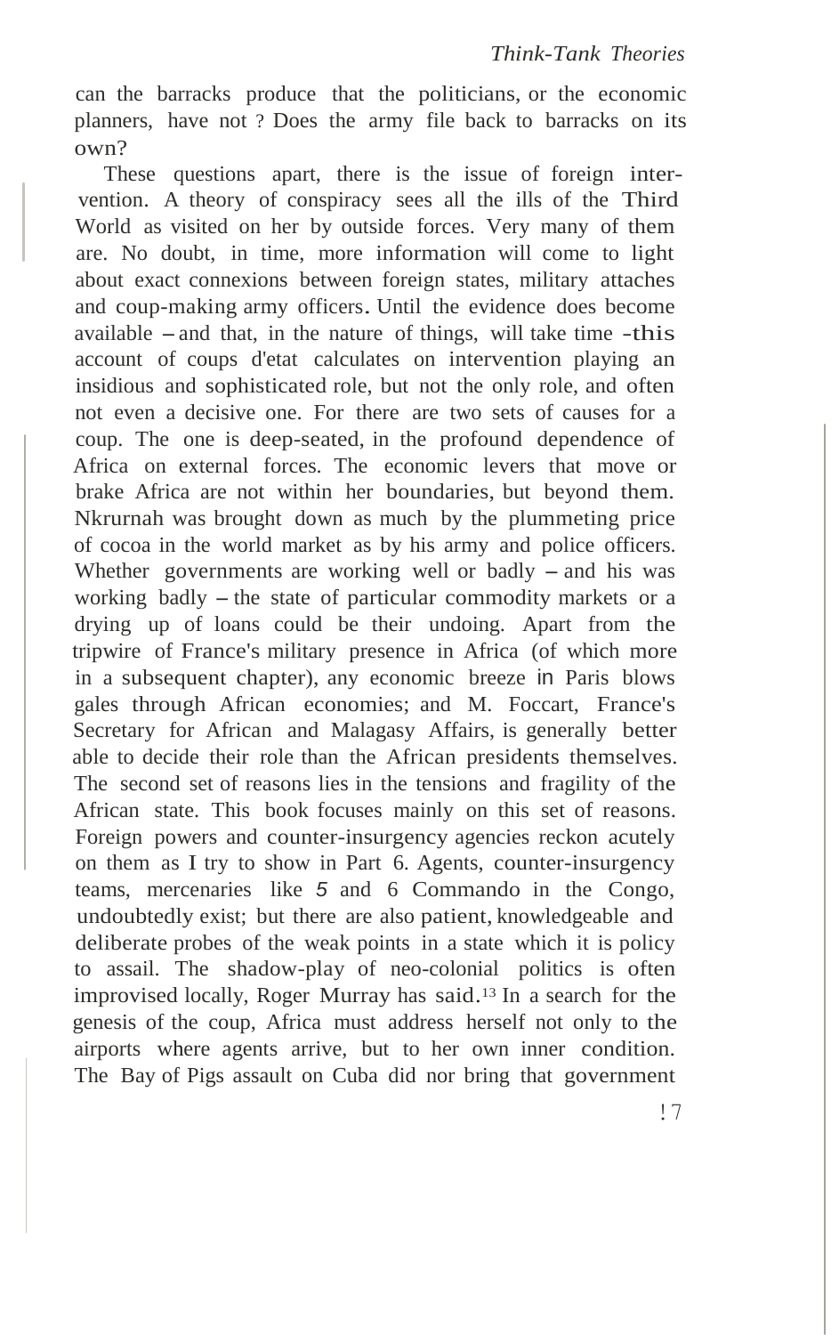can the barracks produce that the politicians, or the economic planners, have not ? Does the army file back to barracks on its own?

These questions apart, there is the issue of foreign intervention. A theory of conspiracy sees all the ills of the Third World as visited on her by outside forces. Very many of them are. No doubt, in time, more information will come to light about exact connexions between foreign states, military attaches and coup-making army officers. Until the evidence does become available – and that, in the nature of things, will take time -this account of coups d'etat calculates on intervention playing an insidious and sophisticated role, but not the only role, and often not even a decisive one. For there are two sets of causes for a coup. The one is deep-seated, in the profound dependence of Africa on external forces. The economic levers that move or brake Africa are not within her boundaries, but beyond them. Nkrurnah was brought down as much by the plummeting price of cocoa in the world market as by his army and police officers. Whether governments are working well or badly – and his was working badly – the state of particular commodity markets or a drying up of loans could be their undoing. Apart from the tripwire of France's military presence in Africa (of which more in a subsequent chapter), any economic breeze in Paris blows gales through African economies; and M. Foccart, France's Secretary for African and Malagasy Affairs, is generally better able to decide their role than the African presidents themselves. The second set of reasons lies in the tensions and fragility of the African state. This book focuses mainly on this set of reasons. Foreign powers and counter-insurgency agencies reckon acutely on them as I try to show in Part 6. Agents, counter-insurgency teams, mercenaries like 5 and 6 Commando in the Congo, undoubtedly exist; but there are also patient, knowledgeable and deliberate probes of the weak points in a state which it is policy to assail. The shadow-play of neo-colonial politics is often improvised locally, Roger Murray has said.[13] In a search for the genesis of the coup, Africa must address herself not only to the airports where agents arrive, but to her own inner condition. The Bay of Pigs assault on Cuba did nor bring that government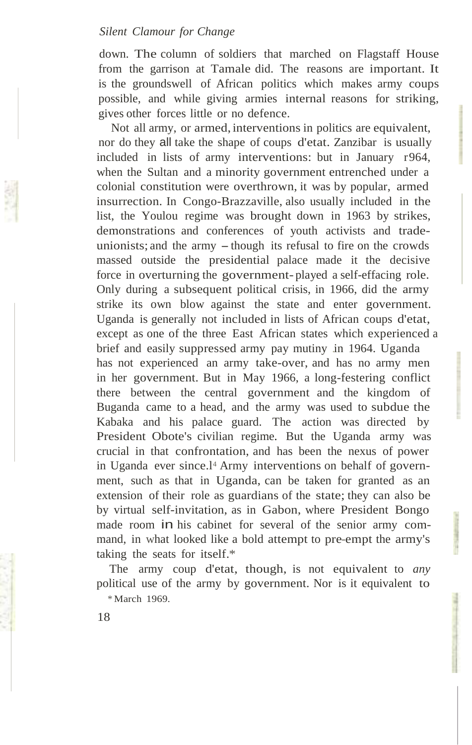down. The column of soldiers that marched on Flagstaff House from the garrison at Tamale did. The reasons are important. It is the groundswell of African politics which makes army coups possible, and while giving armies internal reasons for striking, gives other forces little or no defence.

Not all army, or armed, interventions in politics are equivalent, nor do they all take the shape of coups d'etat. Zanzibar is usually included in lists of army interventions: but in January 1964, when the Sultan and a minority government entrenched under a colonial constitution were overthrown, it was by popular, armed insurrection. In Congo-Brazzaville, also usually included in the list, the Youlou regime was brought down in 1963 by strikes, demonstrations and conferences of youth activists and trade-unionists; and the army – though its refusal to fire on the crowds massed outside the presidential palace made it the decisive force in overturning the government- played a self-effacing role. Only during a subsequent political crisis, in 1966, did the army strike its own blow against the state and enter government. Uganda is generally not included in lists of African coups d'etat, except as one of the three East African states which experienced a brief and easily suppressed army pay mutiny in 1964. Uganda has not experienced an army take-over, and has no army men in her government. But in May 1966, a long-festering conflict there between the central government and the kingdom of Buganda came to a head, and the army was used to subdue the Kabaka and his palace guard. The action was directed by President Obote's civilian regime. But the Uganda army was crucial in that confrontation, and has been the nexus of power in Uganda ever since.[14] Army interventions on behalf of government, such as that in Uganda, can be taken for granted as an extension of their role as guardians of the state; they can also be by virtual self-invitation, as in Gabon, where President Bongo made room in his cabinet for several of the senior army command, in what looked like a bold attempt to pre-empt the army's taking the seats for itself.*

The army coup d'etat, though, is not equivalent to *any* political use of the army by government. Nor is it equivalent to

\* March 1969.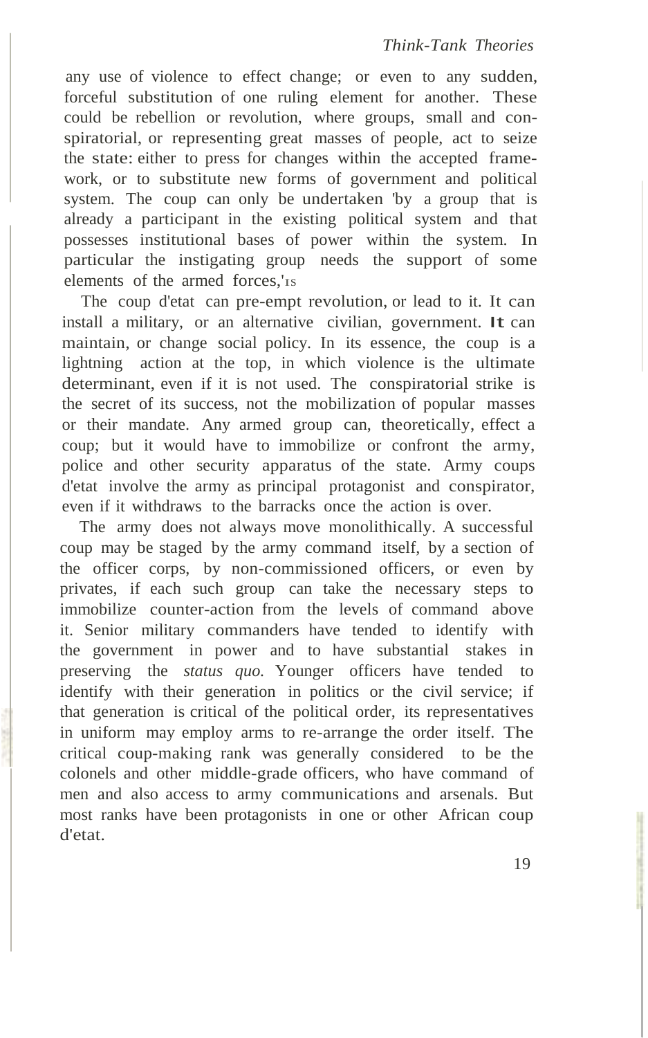any use of violence to effect change; or even to any sudden, forceful substitution of one ruling element for another. These could be rebellion or revolution, where groups, small and conspiratorial, or representing great masses of people, act to seize the state: either to press for changes within the accepted framework, or to substitute new forms of government and political system. The coup can only be undertaken 'by a group that is already a participant in the existing political system and that possesses institutional bases of power within the system. In particular the instigating group needs the support of some elements of the armed forces,'[15]

The coup d'etat can pre-empt revolution, or lead to it. It can install a military, or an alternative civilian, government. It can maintain, or change social policy. In its essence, the coup is a lightning action at the top, in which violence is the ultimate determinant, even if it is not used. The conspiratorial strike is the secret of its success, not the mobilization of popular masses or their mandate. Any armed group can, theoretically, effect a coup; but it would have to immobilize or confront the army, police and other security apparatus of the state. Army coups d'etat involve the army as principal protagonist and conspirator, even if it withdraws to the barracks once the action is over.

The army does not always move monolithically. A successful coup may be staged by the army command itself, by a section of the officer corps, by non-commissioned officers, or even by privates, if each such group can take the necessary steps to immobilize counter-action from the levels of command above it. Senior military commanders have tended to identify with the government in power and to have substantial stakes in preserving the *status quo.* Younger officers have tended to identify with their generation in politics or the civil service; if that generation is critical of the political order, its representatives in uniform may employ arms to re-arrange the order itself. The critical coup-making rank was generally considered to be the colonels and other middle-grade officers, who have command of men and also access to army communications and arsenals. But most ranks have been protagonists in one or other African coup d'etat.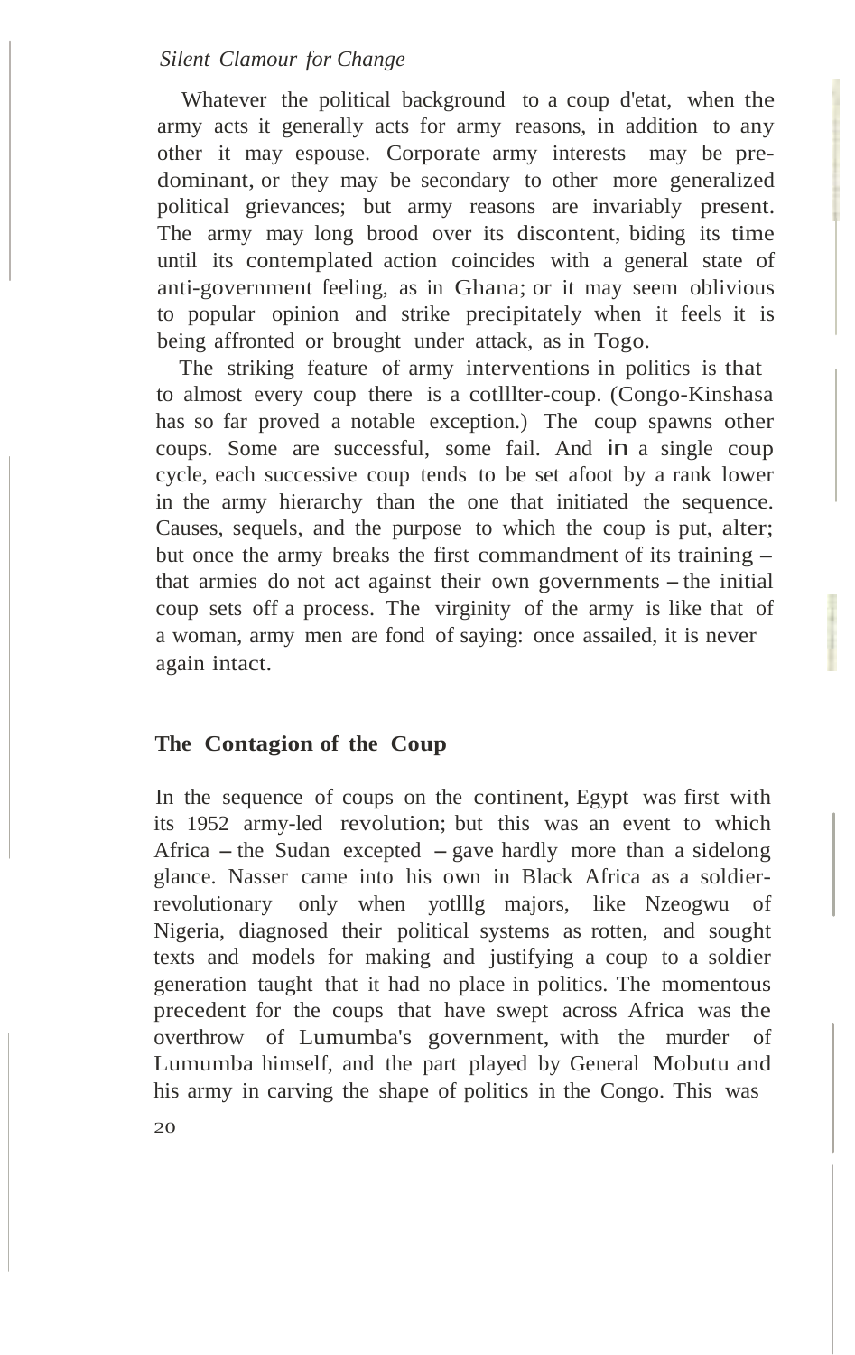Whatever the political background to a coup d'etat, when the army acts it generally acts for army reasons, in addition to any other it may espouse. Corporate army interests may be predominant, or they may be secondary to other more generalized political grievances; but army reasons are invariably present. The army may long brood over its discontent, biding its time until its contemplated action coincides with a general state of anti-government feeling, as in Ghana; or it may seem oblivious to popular opinion and strike precipitately when it feels it is being affronted or brought under attack, as in Togo.

The striking feature of army interventions in politics is that to almost every coup there is a cotlllter-coup. (Congo-Kinshasa has so far proved a notable exception.) The coup spawns other coups. Some are successful, some fail. And in a single coup cycle, each successive coup tends to be set afoot by a rank lower in the army hierarchy than the one that initiated the sequence. Causes, sequels, and the purpose to which the coup is put, alter; but once the army breaks the first commandment of its training – that armies do not act against their own governments – the initial coup sets off a process. The virginity of the army is like that of a woman, army men are fond of saying: once assailed, it is never again intact.

## The Contagion of the Coup

In the sequence of coups on the continent, Egypt was first with its 1952 army-led revolution; but this was an event to which Africa – the Sudan excepted – gave hardly more than a sidelong glance. Nasser came into his own in Black Africa as a soldier-revolutionary only when yotlllg majors, like Nzeogwu of Nigeria, diagnosed their political systems as rotten, and sought texts and models for making and justifying a coup to a soldier generation taught that it had no place in politics. The momentous precedent for the coups that have swept across Africa was the overthrow of Lumumba's government, with the murder of Lumumba himself, and the part played by General Mobutu and his army in carving the shape of politics in the Congo. This was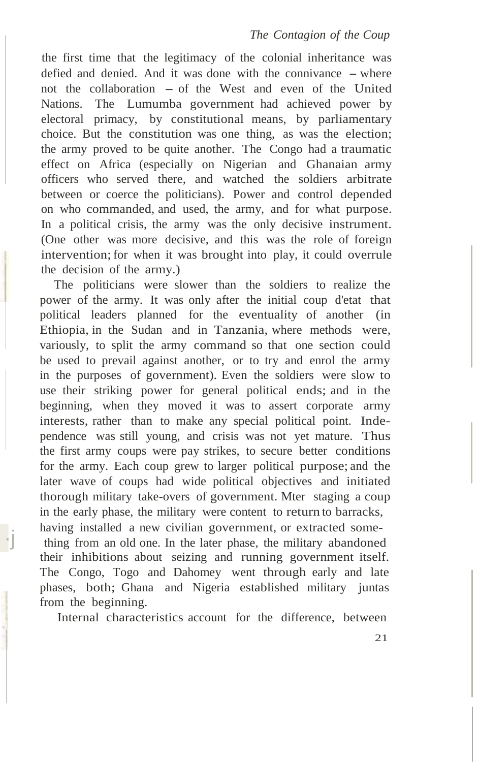the first time that the legitimacy of the colonial inheritance was defied and denied. And it was done with the connivance – where not the collaboration – of the West and even of the United Nations. The Lumumba government had achieved power by electoral primacy, by constitutional means, by parliamentary choice. But the constitution was one thing, as was the election; the army proved to be quite another. The Congo had a traumatic effect on Africa (especially on Nigerian and Ghanaian army officers who served there, and watched the soldiers arbitrate between or coerce the politicians). Power and control depended on who commanded, and used, the army, and for what purpose. In a political crisis, the army was the only decisive instrument. (One other was more decisive, and this was the role of foreign intervention; for when it was brought into play, it could overrule the decision of the army.)

The politicians were slower than the soldiers to realize the power of the army. It was only after the initial coup d'etat that political leaders planned for the eventuality of another (in Ethiopia, in the Sudan and in Tanzania, where methods were, variously, to split the army command so that one section could be used to prevail against another, or to try and enrol the army in the purposes of government). Even the soldiers were slow to use their striking power for general political ends; and in the beginning, when they moved it was to assert corporate army interests, rather than to make any special political point. Independence was still young, and crisis was not yet mature. Thus the first army coups were pay strikes, to secure better conditions for the army. Each coup grew to larger political purpose; and the later wave of coups had wide political objectives and initiated thorough military take-overs of government. Mter staging a coup in the early phase, the military were content to return to barracks, having installed a new civilian government, or extracted something from an old one. In the later phase, the military abandoned their inhibitions about seizing and running government itself. The Congo, Togo and Dahomey went through early and late phases, both; Ghana and Nigeria established military juntas from the beginning.

Internal characteristics account for the difference, between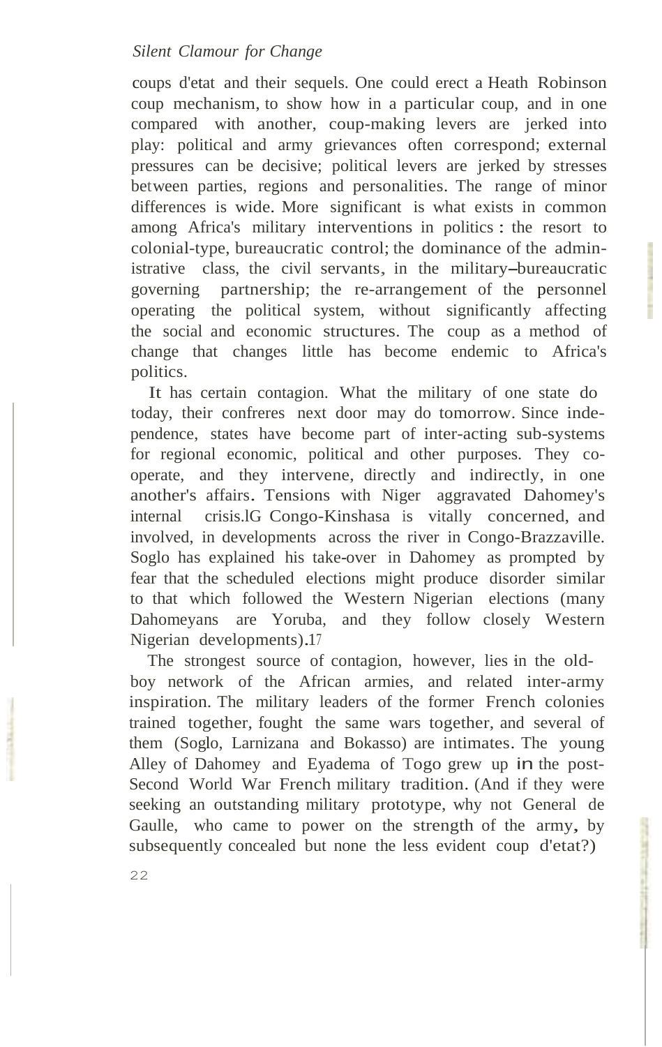coups d'etat and their sequels. One could erect a Heath Robinson coup mechanism, to show how in a particular coup, and in one compared with another, coup-making levers are jerked into play: political and army grievances often correspond; external pressures can be decisive; political levers are jerked by stresses between parties, regions and personalities. The range of minor differences is wide. More significant is what exists in common among Africa's military interventions in politics : the resort to colonial-type, bureaucratic control; the dominance of the administrative class, the civil servants, in the military–bureaucratic governing partnership; the re-arrangement of the personnel operating the political system, without significantly affecting the social and economic structures. The coup as a method of change that changes little has become endemic to Africa's politics.

It has certain contagion. What the military of one state do today, their confreres next door may do tomorrow. Since independence, states have become part of inter-acting sub-systems for regional economic, political and other purposes. They co-operate, and they intervene, directly and indirectly, in one another's affairs. Tensions with Niger aggravated Dahomey's internal crisis.[16] Congo-Kinshasa is vitally concerned, and involved, in developments across the river in Congo-Brazzaville. Soglo has explained his take-over in Dahomey as prompted by fear that the scheduled elections might produce disorder similar to that which followed the Western Nigerian elections (many Dahomeyans are Yoruba, and they follow closely Western Nigerian developments).[17]

The strongest source of contagion, however, lies in the old-boy network of the African armies, and related inter-army inspiration. The military leaders of the former French colonies trained together, fought the same wars together, and several of them (Soglo, Larnizana and Bokasso) are intimates. The young Alley of Dahomey and Eyadema of Togo grew up in the post-Second World War French military tradition. (And if they were seeking an outstanding military prototype, why not General de Gaulle, who came to power on the strength of the army, by subsequently concealed but none the less evident coup d'etat?)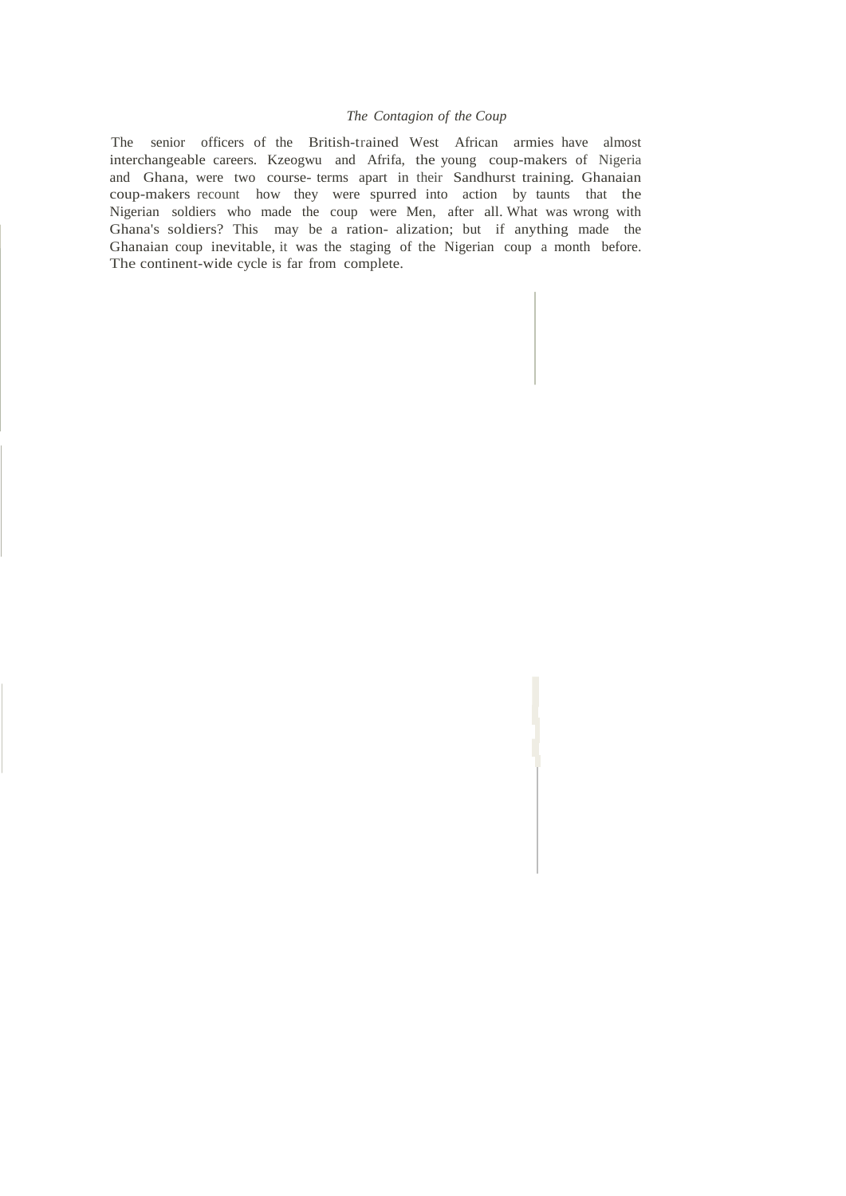The senior officers of the British-trained West African armies have almost interchangeable careers. Kzeogwu and Afrifa, the young coup-makers of Nigeria and Ghana, were two course- terms apart in their Sandhurst training. Ghanaian coup-makers recount how they were spurred into action by taunts that the Nigerian soldiers who made the coup were Men, after all. What was wrong with Ghana's soldiers? This may be a ration- alization; but if anything made the Ghanaian coup inevitable, it was the staging of the Nigerian coup a month before. The continent-wide cycle is far from complete.